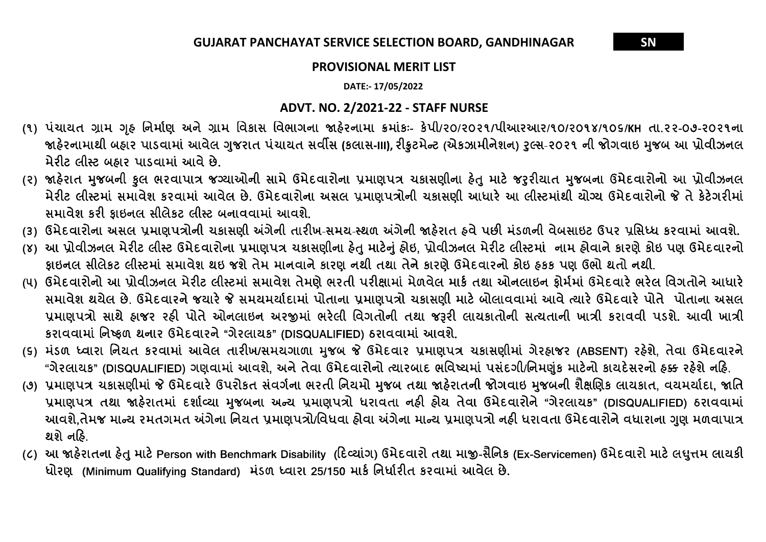# GUJARAT PANCHAYAT SERVICE SELECTION BOARD, GANDHINAGAR

**SN**

## PROVISIONAL MERIT LIST

**DATE:- 17/05/2022**

## ADVT. NO. 2/2021-22 - STAFF NURSE

(૧) પંચાયત ગ્રામ ગૃહ નિર્માણ અને ગ્રામ વિકાસ વિભાગના જાહેરનામા ક્રમાંકઃ- કેપી/૨૦/૨૦૨૧/પીઆરઆર/૧૦/૨૦૧૪/૧૦૬/KH તા.૨૨-૦૭-૨૦૨૧ના જાહેરનામાથી બહાર પાડવામાં આવેલ ગુજરાત પંચાયત સર્વીસ (કલાસ-III), રીક્રુટમેન્ટ (એકઝામીનેશન) રુલ્સ-૨૦૨૧ ની જોગવાઇ મુજબ આ પ્રોવીઝનલ મેરીટ લીસ્ટ બહાર પાડવામાં આવે છે.

(૨) જાહેરાત મુજબની કુલ ભરવાપાત્ર જગ્યાઓની સામે ઉમેદવારોના પ્રમાણપત્ર ચકાસણીના હેતુ માટે જરુરીયાત મુજબના ઉમેદવારોનો આ પ્રોવીઝનલ મેરીટ લીસ્ટમાં સમાવેશ કરવામાં આવેલ છે. ઉમેદવારોના અસલ પ્રમાણપત્રોની ચકાસણી આધારે આ લીસ્ટમાંથી યોગ્ય ઉમેદવારોનો જે તે કેટેગરીમાં સમાવેશ કરી ફાઇનલ સીલેકટ લીસ્ટ બનાવવામાં આવશે.

(૩) ઉમેદવારોના અસલ પ્રમાણપત્રોની ચકાસણી અંગેની તારીખ-સમય-સ્થળ અંગેની જાહેરાત હવે પછી મંડળની વેબસાઇટ ઉપર પ્રસિધ્ધ કરવામાં આવશે.

(૪) આ પ્રોવીઝનલ મેરીટ લીસ્ટ ઉમેદવારોના પ્રમાણપત્ર ચકાસણીના હેતુ માટેનું હોઇ, પ્રોવીઝનલ મેરીટ લીસ્ટમાં નામ હોવાને કારણે કોઇ પણ ઉમેદવારનો ફાઇનલ સીલેકટ લીસ્ટમાં સમાવેશ થઇ જશે તેમ માનવાને કારણ નથી તથા તેને કારણે ઉમેદવારનો કોઇ હકક પણ ઉભો થતો નથી.

(૫) ઉમેદવારોનો આ પ્રોવીઝનલ મેરીટ લીસ્ટમાં સમાવેશ તેમણે ભરતી પરીક્ષામાં મેળવેલ માર્ક તથા ઓનલાઇન ફોર્મમાં ઉમેદવારે ભરેલ વિગતોને આધારે સમાવેશ થયેલ છે. ઉમેદવારને જયારે જે સમયમર્યાદામાં પોતાના પ્રમાણપત્રો ચકાસણી માટે બોલાવવામાં આવે ત્યારે ઉમેદવારે પોતે પોતાના અસલ પ્રમાણપત્રો સાથે હાજર રહી પોતે ઓનલાઇન અરજીમાં ભરેલી વિગતોની તથા જરૂરી લાયકાતોની સત્યતાની ખાત્રી કરાવવી પડશે. આવી ખાત્રી કરાવવામાં નિષ્ફળ થનાર ઉમેદવારને "ગેરલાયક" (DISQUALIFIED) ઠરાવવામાં આવશે.

(૬) મંડળ ધ્વારા નિયત કરવામાં આવેલ તારીખ/સમયગાળા મુજબ જે ઉમેદવાર પ્રમાણપત્ર ચકાસણીમાં ગેરહાજર (ABSENT) રહેશે, તેવા ઉમેદવારને "ગેરલાયક" (DISQUALIFIED) ગણવામાં આવશે, અને તેવા ઉમેદવારોનો ત્યારબાદ ભવિષ્યમાં પસંદગી/નિમણુંક માટેનો કાયદેસરનો હક્ક રહેશે નહિ.

(૭) પ્રમાણપત્ર ચકાસણીમાં જે ઉમેદવારે ઉપરોકત સંવર્ગના ભરતી નિયમો મુજબ તથા જાહેરાતની જોગવાઇ મુજબની શૈક્ષણિક લાયકાત, વયમર્યાદા, જાતિ પ્રમાણપત્ર તથા જાહેરાતમાં દર્શાવ્યા મુજબના અન્ય પ્રમાણપત્રો ધરાવતા નહી હોય તેવા ઉમેદવારોને "ગેરલાયક" (DISQUALIFIED) ઠરાવવામાં આવશે,તેમજ માન્ય રમતગમત અંગેના નિયત પ્રમાણપત્રો/વિધવા હોવા અંગેના માન્ય પ્રમાણપત્રો નહી ધરાવતા ઉમેદવારોને વધારાના ગુણ મળવાપાત્ર થશે નહિ.

(૮) આ જાહેરાતના હેતુ માટે Person with Benchmark Disability (દિવ્યાંગ) ઉમેદવારો તથા માજી-સૈનિક (Ex-Servicemen) ઉમેદવારો માટે લઘુત્તમ લાયકી ધોરણ (Minimum Qualifying Standard) મંડળ ધ્વારા 25/150 માર્ક નિર્ધારીત કરવામાં આવેલ છે.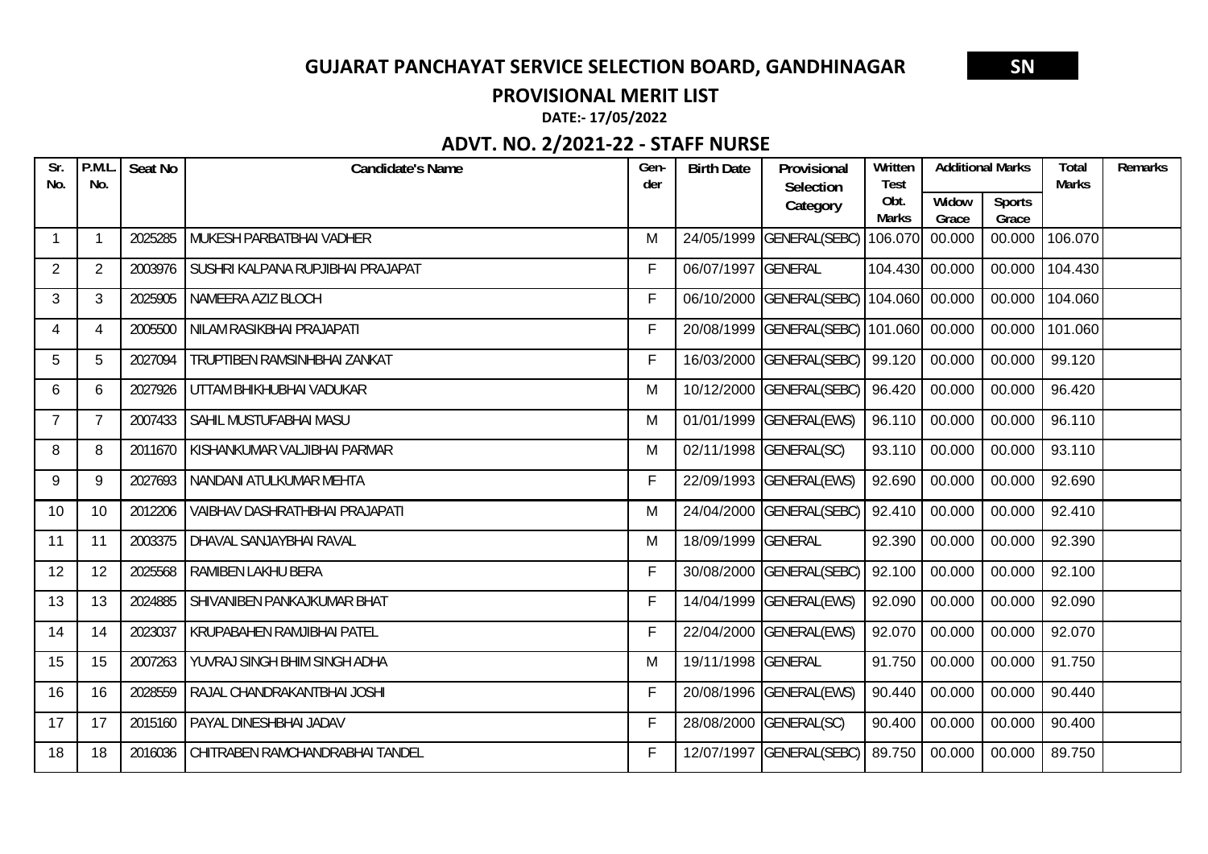# GUJARAT PANCHAYAT SERVICE SELECTION BOARD, GANDHINAGAR

**SN**

## PROVISIONAL MERIT LIST

**DATE:- 17/05/2022**

## ADVT. NO. 2/2021-22 - STAFF NURSE

| Sr. No. | P.M.L. No. | Seat No | Candidate's Name | Gen-der | Birth Date | Provisional Selection Category | Written Test Obt. Marks | Additional Marks | | Total Marks | Remarks |
|---|---|---|---|---|---|---|---|---|---|---|---|
| | | | | | | | | Widow Grace | Sports Grace | | |
| 1 | 1 | 2025285 | MUKESH PARBATBHAI VADHER | M | 24/05/1999 | GENERAL(SEBC) | 106.070 | 00.000 | 00.000 | 106.070 | |
| 2 | 2 | 2003976 | SUSHRI KALPANA RUPJIBHAI PRAJAPAT | F | 06/07/1997 | GENERAL | 104.430 | 00.000 | 00.000 | 104.430 | |
| 3 | 3 | 2025905 | NAMEERA AZIZ BLOCH | F | 06/10/2000 | GENERAL(SEBC) | 104.060 | 00.000 | 00.000 | 104.060 | |
| 4 | 4 | 2005500 | NILAM RASIKBHAI PRAJAPATI | F | 20/08/1999 | GENERAL(SEBC) | 101.060 | 00.000 | 00.000 | 101.060 | |
| 5 | 5 | 2027094 | TRUPTIBEN RAMSINHBHAI ZANKAT | F | 16/03/2000 | GENERAL(SEBC) | 99.120 | 00.000 | 00.000 | 99.120 | |
| 6 | 6 | 2027926 | UTTAM BHIKHUBHAI VADUKAR | M | 10/12/2000 | GENERAL(SEBC) | 96.420 | 00.000 | 00.000 | 96.420 | |
| 7 | 7 | 2007433 | SAHIL MUSTUFABHAI MASU | M | 01/01/1999 | GENERAL(EWS) | 96.110 | 00.000 | 00.000 | 96.110 | |
| 8 | 8 | 2011670 | KISHANKUMAR VALJIBHAI PARMAR | M | 02/11/1998 | GENERAL(SC) | 93.110 | 00.000 | 00.000 | 93.110 | |
| 9 | 9 | 2027693 | NANDANI ATULKUMAR MEHTA | F | 22/09/1993 | GENERAL(EWS) | 92.690 | 00.000 | 00.000 | 92.690 | |
| 10 | 10 | 2012206 | VAIBHAV DASHRATHBHAI PRAJAPATI | M | 24/04/2000 | GENERAL(SEBC) | 92.410 | 00.000 | 00.000 | 92.410 | |
| 11 | 11 | 2003375 | DHAVAL SANJAYBHAI RAVAL | M | 18/09/1999 | GENERAL | 92.390 | 00.000 | 00.000 | 92.390 | |
| 12 | 12 | 2025568 | RAMIBEN LAKHU BERA | F | 30/08/2000 | GENERAL(SEBC) | 92.100 | 00.000 | 00.000 | 92.100 | |
| 13 | 13 | 2024885 | SHIVANIBEN PANKAJKUMAR BHAT | F | 14/04/1999 | GENERAL(EWS) | 92.090 | 00.000 | 00.000 | 92.090 | |
| 14 | 14 | 2023037 | KRUPABAHEN RAMJIBHAI PATEL | F | 22/04/2000 | GENERAL(EWS) | 92.070 | 00.000 | 00.000 | 92.070 | |
| 15 | 15 | 2007263 | YUVRAJ SINGH BHIM SINGH ADHA | M | 19/11/1998 | GENERAL | 91.750 | 00.000 | 00.000 | 91.750 | |
| 16 | 16 | 2028559 | RAJAL CHANDRAKANTBHAI JOSHI | F | 20/08/1996 | GENERAL(EWS) | 90.440 | 00.000 | 00.000 | 90.440 | |
| 17 | 17 | 2015160 | PAYAL DINESHBHAI JADAV | F | 28/08/2000 | GENERAL(SC) | 90.400 | 00.000 | 00.000 | 90.400 | |
| 18 | 18 | 2016036 | CHITRABEN RAMCHANDRABHAI TANDEL | F | 12/07/1997 | GENERAL(SEBC) | 89.750 | 00.000 | 00.000 | 89.750 | |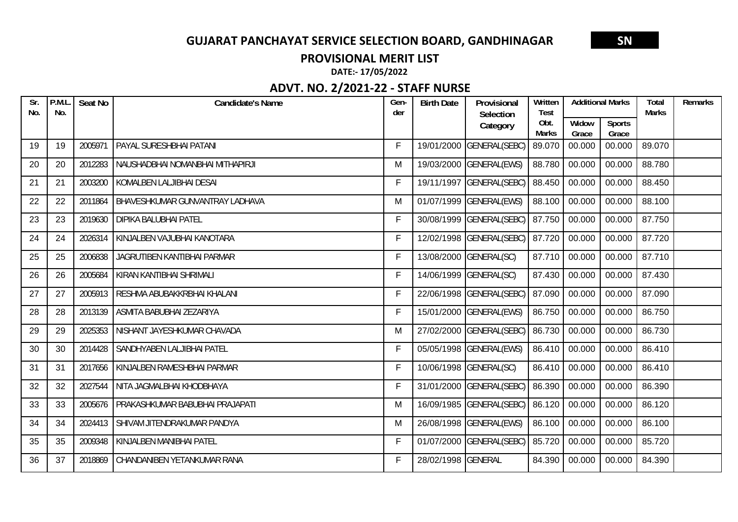# GUJARAT PANCHAYAT SERVICE SELECTION BOARD, GANDHINAGAR

**SN**

## PROVISIONAL MERIT LIST

**DATE:- 17/05/2022**

## ADVT. NO. 2/2021-22 - STAFF NURSE

| Sr. No. | P.M.L. No. | Seat No | Candidate's Name | Gen-der | Birth Date | Provisional Selection Category | Written Test Obt. Marks | Additional Marks | | Total Marks | Remarks |
|---|---|---|---|---|---|---|---|---|---|---|---|
| | | | | | | | | Widow Grace | Sports Grace | | |
| 19 | 19 | 2005971 | PAYAL SURESHBHAI PATANI | F | 19/01/2000 | GENERAL(SEBC) | 89.070 | 00.000 | 00.000 | 89.070 | |
| 20 | 20 | 2012283 | NAUSHADBHAI NOMANBHAI MITHAPIRJI | M | 19/03/2000 | GENERAL(EWS) | 88.780 | 00.000 | 00.000 | 88.780 | |
| 21 | 21 | 2003200 | KOMALBEN LALJIBHAI DESAI | F | 19/11/1997 | GENERAL(SEBC) | 88.450 | 00.000 | 00.000 | 88.450 | |
| 22 | 22 | 2011864 | BHAVESHKUMAR GUNVANTRAY LADHAVA | M | 01/07/1999 | GENERAL(EWS) | 88.100 | 00.000 | 00.000 | 88.100 | |
| 23 | 23 | 2019630 | DIPIKA BALUBHAI PATEL | F | 30/08/1999 | GENERAL(SEBC) | 87.750 | 00.000 | 00.000 | 87.750 | |
| 24 | 24 | 2026314 | KINJALBEN VAJUBHAI KANOTARA | F | 12/02/1998 | GENERAL(SEBC) | 87.720 | 00.000 | 00.000 | 87.720 | |
| 25 | 25 | 2006838 | JAGRUTIBEN KANTIBHAI PARMAR | F | 13/08/2000 | GENERAL(SC) | 87.710 | 00.000 | 00.000 | 87.710 | |
| 26 | 26 | 2005684 | KIRAN KANTIBHAI SHRIMALI | F | 14/06/1999 | GENERAL(SC) | 87.430 | 00.000 | 00.000 | 87.430 | |
| 27 | 27 | 2005913 | RESHMA ABUBAKKRBHAI KHALANI | F | 22/06/1998 | GENERAL(SEBC) | 87.090 | 00.000 | 00.000 | 87.090 | |
| 28 | 28 | 2013139 | ASMITA BABUBHAI ZEZARIYA | F | 15/01/2000 | GENERAL(EWS) | 86.750 | 00.000 | 00.000 | 86.750 | |
| 29 | 29 | 2025353 | NISHANT JAYESHKUMAR CHAVADA | M | 27/02/2000 | GENERAL(SEBC) | 86.730 | 00.000 | 00.000 | 86.730 | |
| 30 | 30 | 2014428 | SANDHYABEN LALJIBHAI PATEL | F | 05/05/1998 | GENERAL(EWS) | 86.410 | 00.000 | 00.000 | 86.410 | |
| 31 | 31 | 2017656 | KINJALBEN RAMESHBHAI PARMAR | F | 10/06/1998 | GENERAL(SC) | 86.410 | 00.000 | 00.000 | 86.410 | |
| 32 | 32 | 2027544 | NITA JAGMALBHAI KHODBHAYA | F | 31/01/2000 | GENERAL(SEBC) | 86.390 | 00.000 | 00.000 | 86.390 | |
| 33 | 33 | 2005676 | PRAKASHKUMAR BABUBHAI PRAJAPATI | M | 16/09/1985 | GENERAL(SEBC) | 86.120 | 00.000 | 00.000 | 86.120 | |
| 34 | 34 | 2024413 | SHIVAM JITENDRAKUMAR PANDYA | M | 26/08/1998 | GENERAL(EWS) | 86.100 | 00.000 | 00.000 | 86.100 | |
| 35 | 35 | 2009348 | KINJALBEN MANIBHAI PATEL | F | 01/07/2000 | GENERAL(SEBC) | 85.720 | 00.000 | 00.000 | 85.720 | |
| 36 | 37 | 2018869 | CHANDANIBEN YETANKUMAR RANA | F | 28/02/1998 | GENERAL | 84.390 | 00.000 | 00.000 | 84.390 | |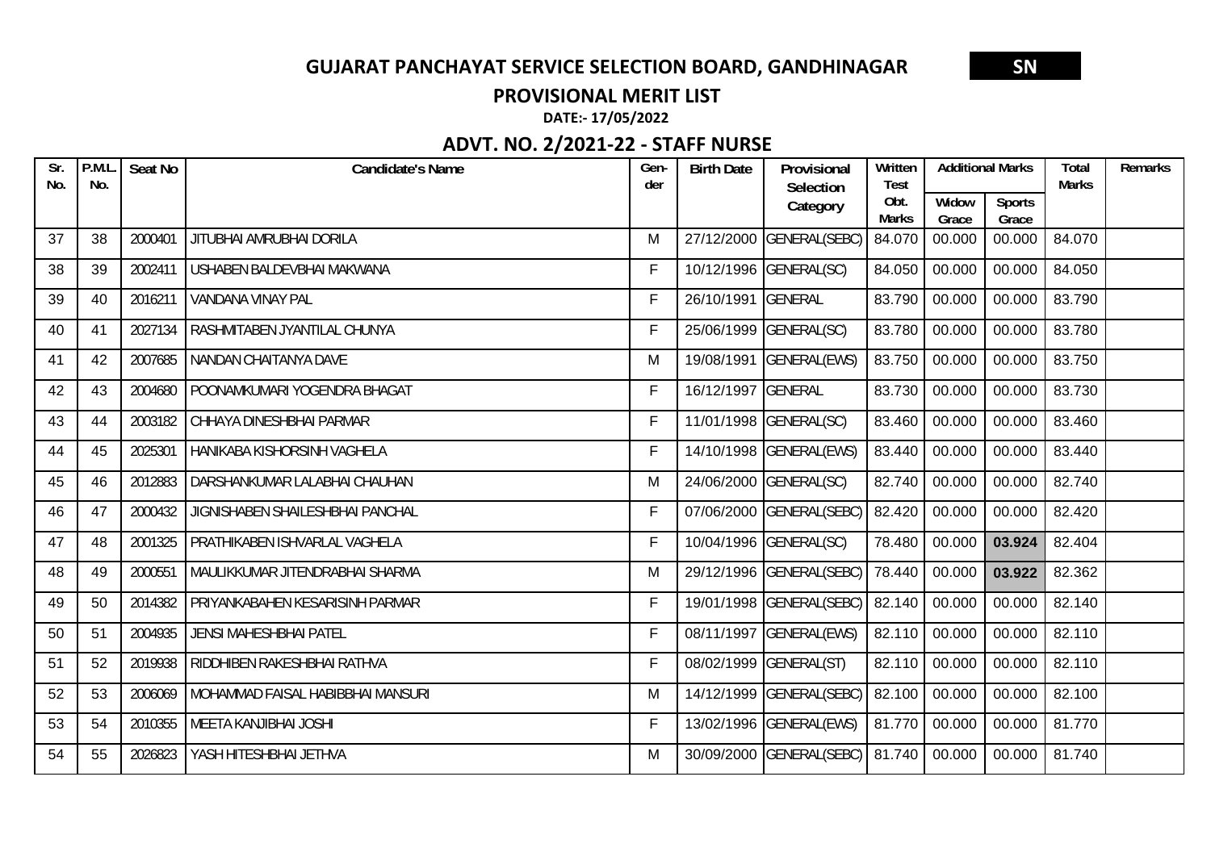# GUJARAT PANCHAYAT SERVICE SELECTION BOARD, GANDHINAGAR

**SN**

## PROVISIONAL MERIT LIST

**DATE:- 17/05/2022**

### ADVT. NO. 2/2021-22 - STAFF NURSE

| Sr. No. | P.M.L. No. | Seat No | Candidate's Name | Gen-der | Birth Date | Provisional Selection Category | Written Test Obt. Marks | Additional Marks | | Total Marks | Remarks |
|---|---|---|---|---|---|---|---|---|---|---|---|
| | | | | | | | | Widow Grace | Sports Grace | | |
| 37 | 38 | 2000401 | JITUBHAI AMRUBHAI DORILA | M | 27/12/2000 | GENERAL(SEBC) | 84.070 | 00.000 | 00.000 | 84.070 | |
| 38 | 39 | 2002411 | USHABEN BALDEVBHAI MAKWANA | F | 10/12/1996 | GENERAL(SC) | 84.050 | 00.000 | 00.000 | 84.050 | |
| 39 | 40 | 2016211 | VANDANA VINAY PAL | F | 26/10/1991 | GENERAL | 83.790 | 00.000 | 00.000 | 83.790 | |
| 40 | 41 | 2027134 | RASHMITABEN JYANTILAL CHUNYA | F | 25/06/1999 | GENERAL(SC) | 83.780 | 00.000 | 00.000 | 83.780 | |
| 41 | 42 | 2007685 | NANDAN CHAITANYA DAVE | M | 19/08/1991 | GENERAL(EWS) | 83.750 | 00.000 | 00.000 | 83.750 | |
| 42 | 43 | 2004680 | POONAMKUMARI YOGENDRA BHAGAT | F | 16/12/1997 | GENERAL | 83.730 | 00.000 | 00.000 | 83.730 | |
| 43 | 44 | 2003182 | CHHAYA DINESHBHAI PARMAR | F | 11/01/1998 | GENERAL(SC) | 83.460 | 00.000 | 00.000 | 83.460 | |
| 44 | 45 | 2025301 | HANIKABA KISHORSINH VAGHELA | F | 14/10/1998 | GENERAL(EWS) | 83.440 | 00.000 | 00.000 | 83.440 | |
| 45 | 46 | 2012883 | DARSHANKUMAR LALABHAI CHAUHAN | M | 24/06/2000 | GENERAL(SC) | 82.740 | 00.000 | 00.000 | 82.740 | |
| 46 | 47 | 2000432 | JIGNISHABEN SHAILESHBHAI PANCHAL | F | 07/06/2000 | GENERAL(SEBC) | 82.420 | 00.000 | 00.000 | 82.420 | |
| 47 | 48 | 2001325 | PRATHIKABEN ISHVARLAL VAGHELA | F | 10/04/1996 | GENERAL(SC) | 78.480 | 00.000 | **03.924** | 82.404 | |
| 48 | 49 | 2000551 | MAULIKKUMAR JITENDRABHAI SHARMA | M | 29/12/1996 | GENERAL(SEBC) | 78.440 | 00.000 | **03.922** | 82.362 | |
| 49 | 50 | 2014382 | PRIYANKABAHEN KESARISINH PARMAR | F | 19/01/1998 | GENERAL(SEBC) | 82.140 | 00.000 | 00.000 | 82.140 | |
| 50 | 51 | 2004935 | JENSI MAHESHBHAI PATEL | F | 08/11/1997 | GENERAL(EWS) | 82.110 | 00.000 | 00.000 | 82.110 | |
| 51 | 52 | 2019938 | RIDDHIBEN RAKESHBHAI RATHVA | F | 08/02/1999 | GENERAL(ST) | 82.110 | 00.000 | 00.000 | 82.110 | |
| 52 | 53 | 2006069 | MOHAMMAD FAISAL HABIBBHAI MANSURI | M | 14/12/1999 | GENERAL(SEBC) | 82.100 | 00.000 | 00.000 | 82.100 | |
| 53 | 54 | 2010355 | MEETA KANJIBHAI JOSHI | F | 13/02/1996 | GENERAL(EWS) | 81.770 | 00.000 | 00.000 | 81.770 | |
| 54 | 55 | 2026823 | YASH HITESHBHAI JETHVA | M | 30/09/2000 | GENERAL(SEBC) | 81.740 | 00.000 | 00.000 | 81.740 | |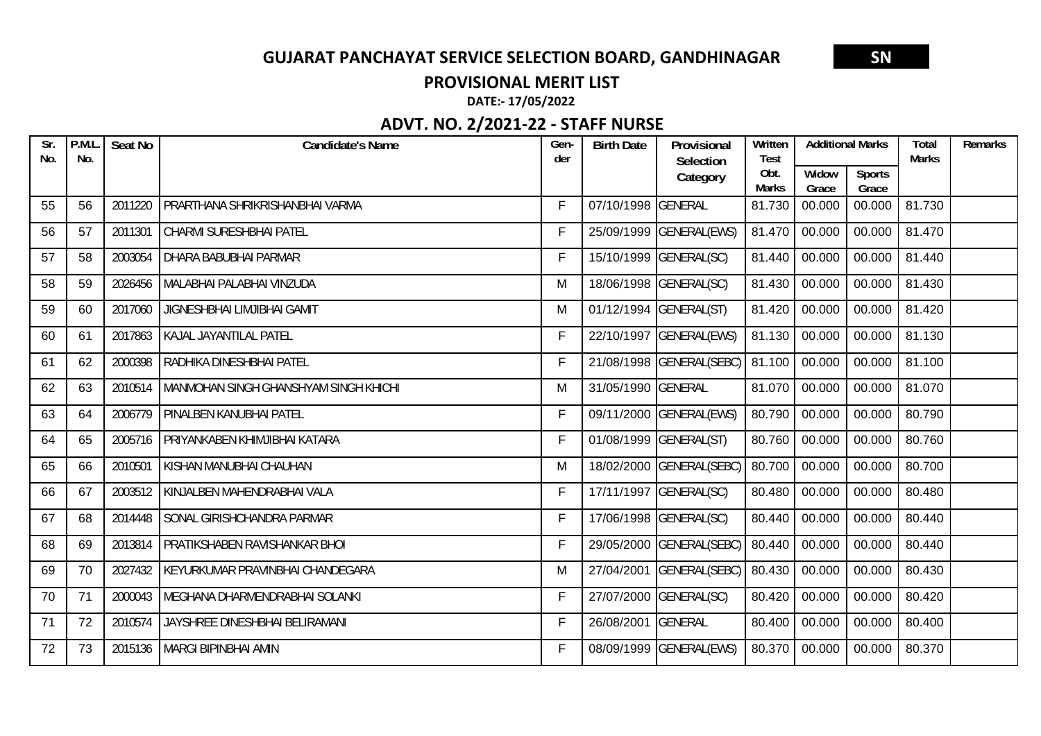# GUJARAT PANCHAYAT SERVICE SELECTION BOARD, GANDHINAGAR

SN

## PROVISIONAL MERIT LIST

**DATE:- 17/05/2022**

## ADVT. NO. 2/2021-22 - STAFF NURSE

| Sr. No. | P.M.L. No. | Seat No | Candidate's Name | Gen-der | Birth Date | Provisional Selection Category | Written Test Obt. Marks | Additional Marks | | Total Marks | Remarks |
|---|---|---|---|---|---|---|---|---|---|---|---|
| | | | | | | | | Widow Grace | Sports Grace | | |
| 55 | 56 | 2011220 | PRARTHANA SHRIKRISHANBHAI VARMA | F | 07/10/1998 | GENERAL | 81.730 | 00.000 | 00.000 | 81.730 | |
| 56 | 57 | 2011301 | CHARMI SURESHBHAI PATEL | F | 25/09/1999 | GENERAL(EWS) | 81.470 | 00.000 | 00.000 | 81.470 | |
| 57 | 58 | 2003054 | DHARA BABUBHAI PARMAR | F | 15/10/1999 | GENERAL(SC) | 81.440 | 00.000 | 00.000 | 81.440 | |
| 58 | 59 | 2026456 | MALABHAI PALABHAI VINZUDA | M | 18/06/1998 | GENERAL(SC) | 81.430 | 00.000 | 00.000 | 81.430 | |
| 59 | 60 | 2017060 | JIGNESHBHAI LIMJIBHAI GAMIT | M | 01/12/1994 | GENERAL(ST) | 81.420 | 00.000 | 00.000 | 81.420 | |
| 60 | 61 | 2017863 | KAJAL JAYANTILAL PATEL | F | 22/10/1997 | GENERAL(EWS) | 81.130 | 00.000 | 00.000 | 81.130 | |
| 61 | 62 | 2000398 | RADHIKA DINESHBHAI PATEL | F | 21/08/1998 | GENERAL(SEBC) | 81.100 | 00.000 | 00.000 | 81.100 | |
| 62 | 63 | 2010514 | MANMOHAN SINGH GHANSHYAM SINGH KHICHI | M | 31/05/1990 | GENERAL | 81.070 | 00.000 | 00.000 | 81.070 | |
| 63 | 64 | 2006779 | PINALBEN KANUBHAI PATEL | F | 09/11/2000 | GENERAL(EWS) | 80.790 | 00.000 | 00.000 | 80.790 | |
| 64 | 65 | 2005716 | PRIYANKABEN KHIMJIBHAI KATARA | F | 01/08/1999 | GENERAL(ST) | 80.760 | 00.000 | 00.000 | 80.760 | |
| 65 | 66 | 2010501 | KISHAN MANUBHAI CHAUHAN | M | 18/02/2000 | GENERAL(SEBC) | 80.700 | 00.000 | 00.000 | 80.700 | |
| 66 | 67 | 2003512 | KINJALBEN MAHENDRABHAI VALA | F | 17/11/1997 | GENERAL(SC) | 80.480 | 00.000 | 00.000 | 80.480 | |
| 67 | 68 | 2014448 | SONAL GIRISHCHANDRA PARMAR | F | 17/06/1998 | GENERAL(SC) | 80.440 | 00.000 | 00.000 | 80.440 | |
| 68 | 69 | 2013814 | PRATIKSHABEN RAVISHANKAR BHOI | F | 29/05/2000 | GENERAL(SEBC) | 80.440 | 00.000 | 00.000 | 80.440 | |
| 69 | 70 | 2027432 | KEYURKUMAR PRAVINBHAI CHANDEGARA | M | 27/04/2001 | GENERAL(SEBC) | 80.430 | 00.000 | 00.000 | 80.430 | |
| 70 | 71 | 2000043 | MEGHANA DHARMENDRABHAI SOLANKI | F | 27/07/2000 | GENERAL(SC) | 80.420 | 00.000 | 00.000 | 80.420 | |
| 71 | 72 | 2010574 | JAYSHREE DINESHBHAI BELIRAMANI | F | 26/08/2001 | GENERAL | 80.400 | 00.000 | 00.000 | 80.400 | |
| 72 | 73 | 2015136 | MARGI BIPINBHAI AMIN | F | 08/09/1999 | GENERAL(EWS) | 80.370 | 00.000 | 00.000 | 80.370 | |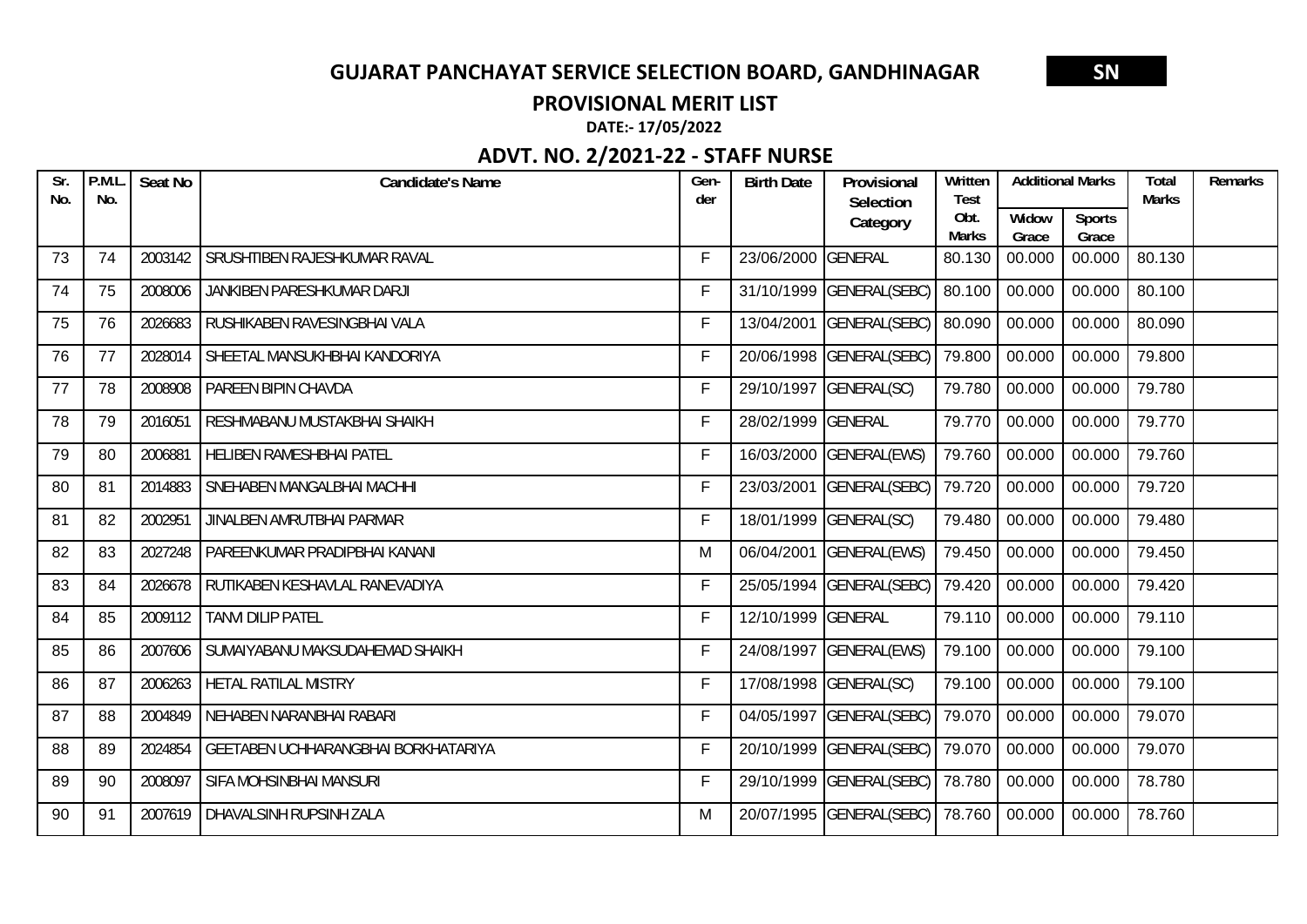# GUJARAT PANCHAYAT SERVICE SELECTION BOARD, GANDHINAGAR

**SN**

## PROVISIONAL MERIT LIST

**DATE:- 17/05/2022**

## ADVT. NO. 2/2021-22 - STAFF NURSE

| Sr. No. | P.M.L. No. | Seat No | Candidate's Name | Gen-der | Birth Date | Provisional Selection Category | Written Test Obt. Marks | Additional Marks | | Total Marks | Remarks |
|---|---|---|---|---|---|---|---|---|---|---|---|
| | | | | | | | | Widow Grace | Sports Grace | | |
| 73 | 74 | 2003142 | SRUSHTIBEN RAJESHKUMAR RAVAL | F | 23/06/2000 | GENERAL | 80.130 | 00.000 | 00.000 | 80.130 | |
| 74 | 75 | 2008006 | JANKIBEN PARESHKUMAR DARJI | F | 31/10/1999 | GENERAL(SEBC) | 80.100 | 00.000 | 00.000 | 80.100 | |
| 75 | 76 | 2026683 | RUSHIKABEN RAVESINGBHAI VALA | F | 13/04/2001 | GENERAL(SEBC) | 80.090 | 00.000 | 00.000 | 80.090 | |
| 76 | 77 | 2028014 | SHEETAL MANSUKHBHAI KANDORIYA | F | 20/06/1998 | GENERAL(SEBC) | 79.800 | 00.000 | 00.000 | 79.800 | |
| 77 | 78 | 2008908 | PAREEN BIPIN CHAVDA | F | 29/10/1997 | GENERAL(SC) | 79.780 | 00.000 | 00.000 | 79.780 | |
| 78 | 79 | 2016051 | RESHMABANU MUSTAKBHAI SHAIKH | F | 28/02/1999 | GENERAL | 79.770 | 00.000 | 00.000 | 79.770 | |
| 79 | 80 | 2006881 | HELIBEN RAMESHBHAI PATEL | F | 16/03/2000 | GENERAL(EWS) | 79.760 | 00.000 | 00.000 | 79.760 | |
| 80 | 81 | 2014883 | SNEHABEN MANGALBHAI MACHHI | F | 23/03/2001 | GENERAL(SEBC) | 79.720 | 00.000 | 00.000 | 79.720 | |
| 81 | 82 | 2002951 | JINALBEN AMRUTBHAI PARMAR | F | 18/01/1999 | GENERAL(SC) | 79.480 | 00.000 | 00.000 | 79.480 | |
| 82 | 83 | 2027248 | PAREENKUMAR PRADIPBHAI KANANI | M | 06/04/2001 | GENERAL(EWS) | 79.450 | 00.000 | 00.000 | 79.450 | |
| 83 | 84 | 2026678 | RUTIKABEN KESHAVLAL RANEVADIYA | F | 25/05/1994 | GENERAL(SEBC) | 79.420 | 00.000 | 00.000 | 79.420 | |
| 84 | 85 | 2009112 | TANVI DILIP PATEL | F | 12/10/1999 | GENERAL | 79.110 | 00.000 | 00.000 | 79.110 | |
| 85 | 86 | 2007606 | SUMAIYABANU MAKSUDAHEMAD SHAIKH | F | 24/08/1997 | GENERAL(EWS) | 79.100 | 00.000 | 00.000 | 79.100 | |
| 86 | 87 | 2006263 | HETAL RATILAL MISTRY | F | 17/08/1998 | GENERAL(SC) | 79.100 | 00.000 | 00.000 | 79.100 | |
| 87 | 88 | 2004849 | NEHABEN NARANBHAI RABARI | F | 04/05/1997 | GENERAL(SEBC) | 79.070 | 00.000 | 00.000 | 79.070 | |
| 88 | 89 | 2024854 | GEETABEN UCHHARANGBHAI BORKHATARIYA | F | 20/10/1999 | GENERAL(SEBC) | 79.070 | 00.000 | 00.000 | 79.070 | |
| 89 | 90 | 2008097 | SIFA MOHSINBHAI MANSURI | F | 29/10/1999 | GENERAL(SEBC) | 78.780 | 00.000 | 00.000 | 78.780 | |
| 90 | 91 | 2007619 | DHAVALSINH RUPSINH ZALA | M | 20/07/1995 | GENERAL(SEBC) | 78.760 | 00.000 | 00.000 | 78.760 | |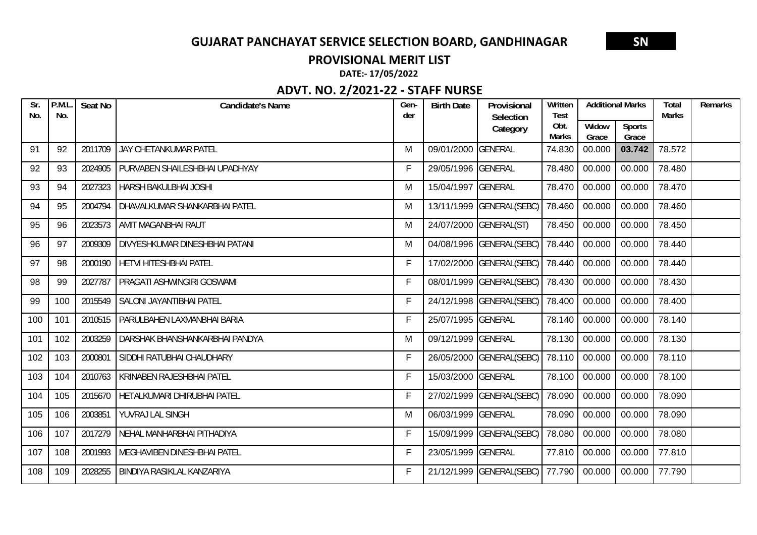# GUJARAT PANCHAYAT SERVICE SELECTION BOARD, GANDHINAGAR

**SN**

## PROVISIONAL MERIT LIST

**DATE:- 17/05/2022**

## ADVT. NO. 2/2021-22 - STAFF NURSE

| Sr. No. | P.M.L. No. | Seat No | Candidate's Name | Gen-der | Birth Date | Provisional Selection Category | Written Test Obt. Marks | Additional Marks | | Total Marks | Remarks |
|---|---|---|---|---|---|---|---|---|---|---|---|
| | | | | | | | | Widow Grace | Sports Grace | | |
| 91 | 92 | 2011709 | JAY CHETANKUMAR PATEL | M | 09/01/2000 | GENERAL | 74.830 | 00.000 | **03.742** | 78.572 | |
| 92 | 93 | 2024905 | PURVABEN SHAILESHBHAI UPADHYAY | F | 29/05/1996 | GENERAL | 78.480 | 00.000 | 00.000 | 78.480 | |
| 93 | 94 | 2027323 | HARSH BAKULBHAI JOSHI | M | 15/04/1997 | GENERAL | 78.470 | 00.000 | 00.000 | 78.470 | |
| 94 | 95 | 2004794 | DHAVALKUMAR SHANKARBHAI PATEL | M | 13/11/1999 | GENERAL(SEBC) | 78.460 | 00.000 | 00.000 | 78.460 | |
| 95 | 96 | 2023573 | AMIT MAGANBHAI RAUT | M | 24/07/2000 | GENERAL(ST) | 78.450 | 00.000 | 00.000 | 78.450 | |
| 96 | 97 | 2009309 | DIVYESHKUMAR DINESHBHAI PATANI | M | 04/08/1996 | GENERAL(SEBC) | 78.440 | 00.000 | 00.000 | 78.440 | |
| 97 | 98 | 2000190 | HETVI HITESHBHAI PATEL | F | 17/02/2000 | GENERAL(SEBC) | 78.440 | 00.000 | 00.000 | 78.440 | |
| 98 | 99 | 2027787 | PRAGATI ASHWINGIRI GOSWAMI | F | 08/01/1999 | GENERAL(SEBC) | 78.430 | 00.000 | 00.000 | 78.430 | |
| 99 | 100 | 2015549 | SALONI JAYANTIBHAI PATEL | F | 24/12/1998 | GENERAL(SEBC) | 78.400 | 00.000 | 00.000 | 78.400 | |
| 100 | 101 | 2010515 | PARULBAHEN LAXMANBHAI BARIA | F | 25/07/1995 | GENERAL | 78.140 | 00.000 | 00.000 | 78.140 | |
| 101 | 102 | 2003259 | DARSHAK BHANSHANKARBHAI PANDYA | M | 09/12/1999 | GENERAL | 78.130 | 00.000 | 00.000 | 78.130 | |
| 102 | 103 | 2000801 | SIDDHI RATUBHAI CHAUDHARY | F | 26/05/2000 | GENERAL(SEBC) | 78.110 | 00.000 | 00.000 | 78.110 | |
| 103 | 104 | 2010763 | KRINABEN RAJESHBHAI PATEL | F | 15/03/2000 | GENERAL | 78.100 | 00.000 | 00.000 | 78.100 | |
| 104 | 105 | 2015670 | HETALKUMARI DHIRUBHAI PATEL | F | 27/02/1999 | GENERAL(SEBC) | 78.090 | 00.000 | 00.000 | 78.090 | |
| 105 | 106 | 2003851 | YUVRAJ LAL SINGH | M | 06/03/1999 | GENERAL | 78.090 | 00.000 | 00.000 | 78.090 | |
| 106 | 107 | 2017279 | NEHAL MANHARBHAI PITHADIYA | F | 15/09/1999 | GENERAL(SEBC) | 78.080 | 00.000 | 00.000 | 78.080 | |
| 107 | 108 | 2001993 | MEGHAVIBEN DINESHBHAI PATEL | F | 23/05/1999 | GENERAL | 77.810 | 00.000 | 00.000 | 77.810 | |
| 108 | 109 | 2028255 | BINDIYA RASIKLAL KANZARIYA | F | 21/12/1999 | GENERAL(SEBC) | 77.790 | 00.000 | 00.000 | 77.790 | |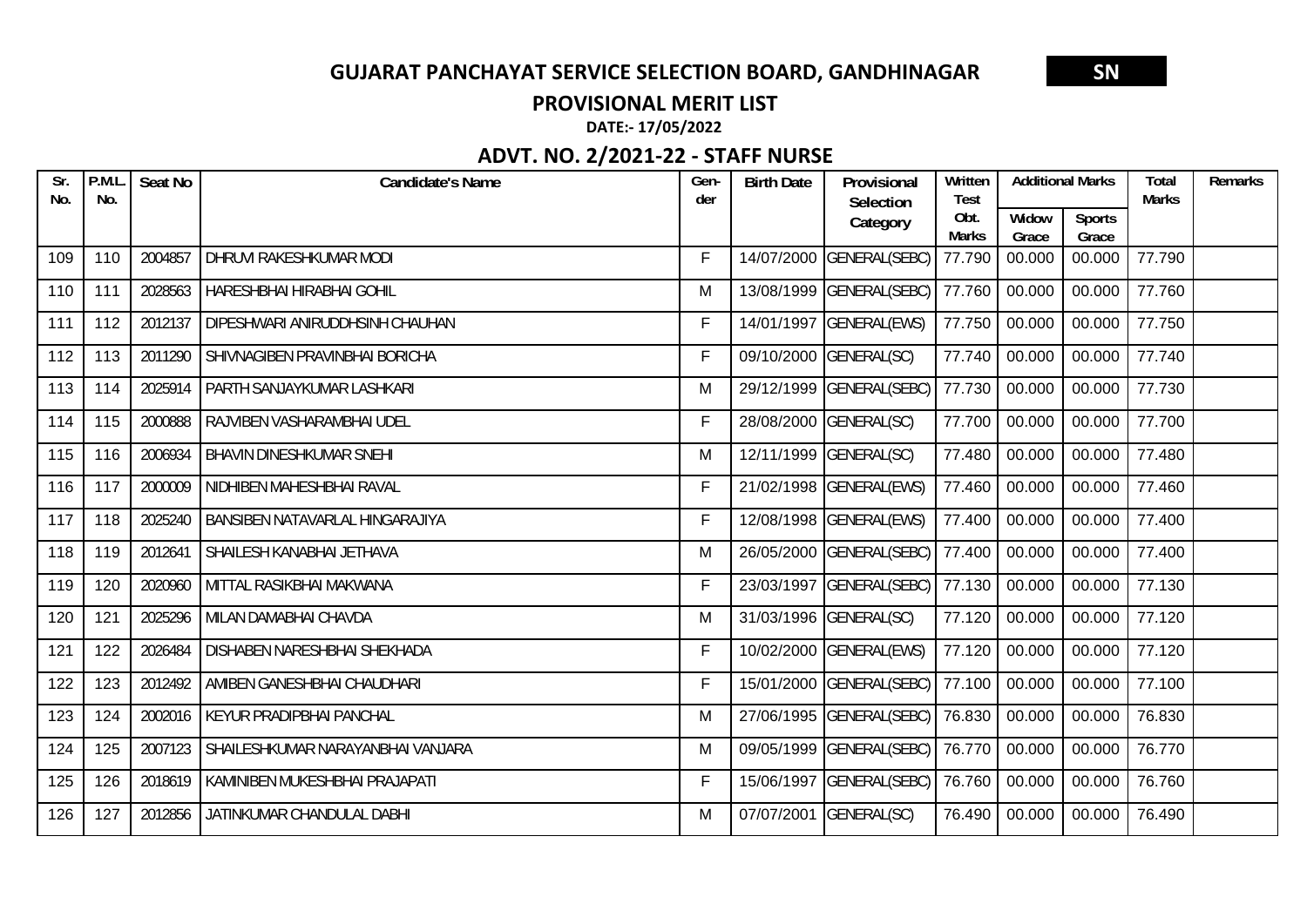# GUJARAT PANCHAYAT SERVICE SELECTION BOARD, GANDHINAGAR

SN

## PROVISIONAL MERIT LIST

DATE:- 17/05/2022

## ADVT. NO. 2/2021-22 - STAFF NURSE

| Sr. No. | P.M.L. No. | Seat No | Candidate's Name | Gen-der | Birth Date | Provisional Selection Category | Written Test Obt. Marks | Additional Marks | | Total Marks | Remarks |
|---|---|---|---|---|---|---|---|---|---|---|---|
| | | | | | | | | Widow Grace | Sports Grace | | |
| 109 | 110 | 2004857 | DHRUVI RAKESHKUMAR MODI | F | 14/07/2000 | GENERAL(SEBC) | 77.790 | 00.000 | 00.000 | 77.790 | |
| 110 | 111 | 2028563 | HARESHBHAI HIRABHAI GOHIL | M | 13/08/1999 | GENERAL(SEBC) | 77.760 | 00.000 | 00.000 | 77.760 | |
| 111 | 112 | 2012137 | DIPESHWARI ANIRUDDHSINH CHAUHAN | F | 14/01/1997 | GENERAL(EWS) | 77.750 | 00.000 | 00.000 | 77.750 | |
| 112 | 113 | 2011290 | SHIVNAGIBEN PRAVINBHAI BORICHA | F | 09/10/2000 | GENERAL(SC) | 77.740 | 00.000 | 00.000 | 77.740 | |
| 113 | 114 | 2025914 | PARTH SANJAYKUMAR LASHKARI | M | 29/12/1999 | GENERAL(SEBC) | 77.730 | 00.000 | 00.000 | 77.730 | |
| 114 | 115 | 2000888 | RAJVIBEN VASHARAMBHAI UDEL | F | 28/08/2000 | GENERAL(SC) | 77.700 | 00.000 | 00.000 | 77.700 | |
| 115 | 116 | 2006934 | BHAVIN DINESHKUMAR SNEHI | M | 12/11/1999 | GENERAL(SC) | 77.480 | 00.000 | 00.000 | 77.480 | |
| 116 | 117 | 2000009 | NIDHIBEN MAHESHBHAI RAVAL | F | 21/02/1998 | GENERAL(EWS) | 77.460 | 00.000 | 00.000 | 77.460 | |
| 117 | 118 | 2025240 | BANSIBEN NATAVARLAL HINGARAJIYA | F | 12/08/1998 | GENERAL(EWS) | 77.400 | 00.000 | 00.000 | 77.400 | |
| 118 | 119 | 2012641 | SHAILESH KANABHAI JETHAVA | M | 26/05/2000 | GENERAL(SEBC) | 77.400 | 00.000 | 00.000 | 77.400 | |
| 119 | 120 | 2020960 | MITTAL RASIKBHAI MAKWANA | F | 23/03/1997 | GENERAL(SEBC) | 77.130 | 00.000 | 00.000 | 77.130 | |
| 120 | 121 | 2025296 | MILAN DAMABHAI CHAVDA | M | 31/03/1996 | GENERAL(SC) | 77.120 | 00.000 | 00.000 | 77.120 | |
| 121 | 122 | 2026484 | DISHABEN NARESHBHAI SHEKHADA | F | 10/02/2000 | GENERAL(EWS) | 77.120 | 00.000 | 00.000 | 77.120 | |
| 122 | 123 | 2012492 | AMIBEN GANESHBHAI CHAUDHARI | F | 15/01/2000 | GENERAL(SEBC) | 77.100 | 00.000 | 00.000 | 77.100 | |
| 123 | 124 | 2002016 | KEYUR PRADIPBHAI PANCHAL | M | 27/06/1995 | GENERAL(SEBC) | 76.830 | 00.000 | 00.000 | 76.830 | |
| 124 | 125 | 2007123 | SHAILESHKUMAR NARAYANBHAI VANJARA | M | 09/05/1999 | GENERAL(SEBC) | 76.770 | 00.000 | 00.000 | 76.770 | |
| 125 | 126 | 2018619 | KAMINIBEN MUKESHBHAI PRAJAPATI | F | 15/06/1997 | GENERAL(SEBC) | 76.760 | 00.000 | 00.000 | 76.760 | |
| 126 | 127 | 2012856 | JATINKUMAR CHANDULAL DABHI | M | 07/07/2001 | GENERAL(SC) | 76.490 | 00.000 | 00.000 | 76.490 | |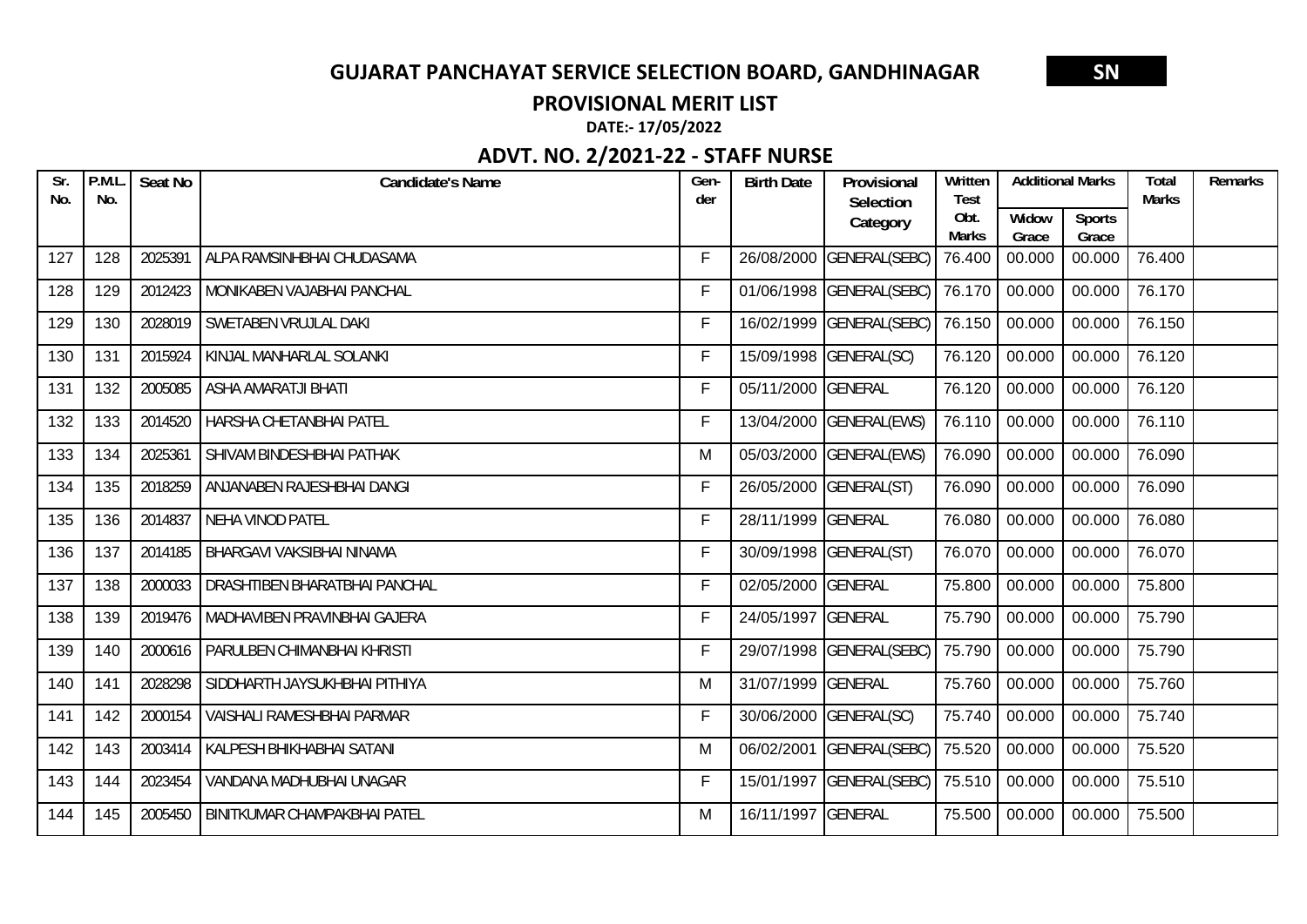# GUJARAT PANCHAYAT SERVICE SELECTION BOARD, GANDHINAGAR

**SN**

## PROVISIONAL MERIT LIST

**DATE:- 17/05/2022**

## ADVT. NO. 2/2021-22 - STAFF NURSE

| Sr. No. | P.M.L. No. | Seat No | Candidate's Name | Gen-der | Birth Date | Provisional Selection Category | Written Test Obt. Marks | Additional Marks | | Total Marks | Remarks |
|---|---|---|---|---|---|---|---|---|---|---|---|
| | | | | | | | | Widow Grace | Sports Grace | | |
| 127 | 128 | 2025391 | ALPA RAMSINHBHAI CHUDASAMA | F | 26/08/2000 | GENERAL(SEBC) | 76.400 | 00.000 | 00.000 | 76.400 | |
| 128 | 129 | 2012423 | MONIKABEN VAJABHAI PANCHAL | F | 01/06/1998 | GENERAL(SEBC) | 76.170 | 00.000 | 00.000 | 76.170 | |
| 129 | 130 | 2028019 | SWETABEN VRUJLAL DAKI | F | 16/02/1999 | GENERAL(SEBC) | 76.150 | 00.000 | 00.000 | 76.150 | |
| 130 | 131 | 2015924 | KINJAL MANHARLAL SOLANKI | F | 15/09/1998 | GENERAL(SC) | 76.120 | 00.000 | 00.000 | 76.120 | |
| 131 | 132 | 2005085 | ASHA AMARATJI BHATI | F | 05/11/2000 | GENERAL | 76.120 | 00.000 | 00.000 | 76.120 | |
| 132 | 133 | 2014520 | HARSHA CHETANBHAI PATEL | F | 13/04/2000 | GENERAL(EWS) | 76.110 | 00.000 | 00.000 | 76.110 | |
| 133 | 134 | 2025361 | SHIVAM BINDESHBHAI PATHAK | M | 05/03/2000 | GENERAL(EWS) | 76.090 | 00.000 | 00.000 | 76.090 | |
| 134 | 135 | 2018259 | ANJANABEN RAJESHBHAI DANGI | F | 26/05/2000 | GENERAL(ST) | 76.090 | 00.000 | 00.000 | 76.090 | |
| 135 | 136 | 2014837 | NEHA VINOD PATEL | F | 28/11/1999 | GENERAL | 76.080 | 00.000 | 00.000 | 76.080 | |
| 136 | 137 | 2014185 | BHARGAVI VAKSIBHAI NINAMA | F | 30/09/1998 | GENERAL(ST) | 76.070 | 00.000 | 00.000 | 76.070 | |
| 137 | 138 | 2000033 | DRASHTIBEN BHARATBHAI PANCHAL | F | 02/05/2000 | GENERAL | 75.800 | 00.000 | 00.000 | 75.800 | |
| 138 | 139 | 2019476 | MADHAVIBEN PRAVINBHAI GAJERA | F | 24/05/1997 | GENERAL | 75.790 | 00.000 | 00.000 | 75.790 | |
| 139 | 140 | 2000616 | PARULBEN CHIMANBHAI KHRISTI | F | 29/07/1998 | GENERAL(SEBC) | 75.790 | 00.000 | 00.000 | 75.790 | |
| 140 | 141 | 2028298 | SIDDHARTH JAYSUKHBHAI PITHIYA | M | 31/07/1999 | GENERAL | 75.760 | 00.000 | 00.000 | 75.760 | |
| 141 | 142 | 2000154 | VAISHALI RAMESHBHAI PARMAR | F | 30/06/2000 | GENERAL(SC) | 75.740 | 00.000 | 00.000 | 75.740 | |
| 142 | 143 | 2003414 | KALPESH BHIKHABHAI SATANI | M | 06/02/2001 | GENERAL(SEBC) | 75.520 | 00.000 | 00.000 | 75.520 | |
| 143 | 144 | 2023454 | VANDANA MADHUBHAI UNAGAR | F | 15/01/1997 | GENERAL(SEBC) | 75.510 | 00.000 | 00.000 | 75.510 | |
| 144 | 145 | 2005450 | BINITKUMAR CHAMPAKBHAI PATEL | M | 16/11/1997 | GENERAL | 75.500 | 00.000 | 00.000 | 75.500 | |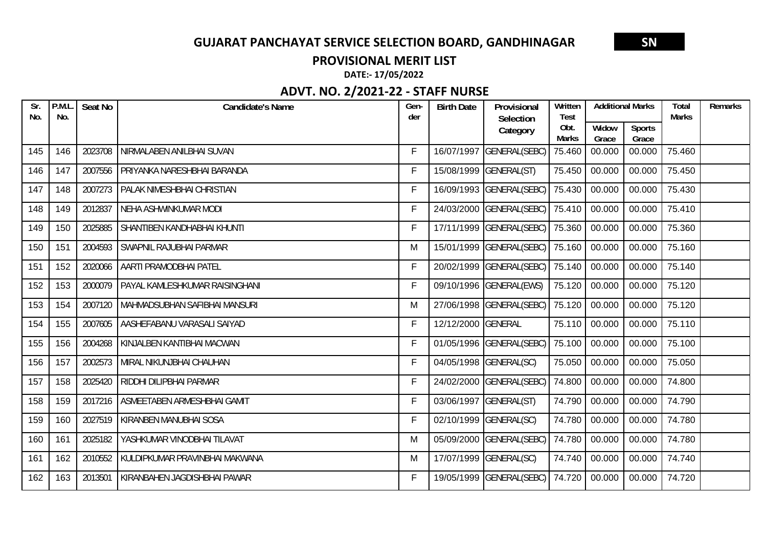# GUJARAT PANCHAYAT SERVICE SELECTION BOARD, GANDHINAGAR

**SN**

## PROVISIONAL MERIT LIST

**DATE:- 17/05/2022**

## ADVT. NO. 2/2021-22 - STAFF NURSE

| Sr. No. | P.M.L. No. | Seat No | Candidate's Name | Gender | Birth Date | Provisional Selection Category | Written Test Obt. Marks | Additional Marks | | Total Marks | Remarks |
|---|---|---|---|---|---|---|---|---|---|---|---|
| | | | | | | | | Widow Grace | Sports Grace | | |
| 145 | 146 | 2023708 | NIRMALABEN ANILBHAI SUVAN | F | 16/07/1997 | GENERAL(SEBC) | 75.460 | 00.000 | 00.000 | 75.460 | |
| 146 | 147 | 2007556 | PRIYANKA NARESHBHAI BARANDA | F | 15/08/1999 | GENERAL(ST) | 75.450 | 00.000 | 00.000 | 75.450 | |
| 147 | 148 | 2007273 | PALAK NIMESHBHAI CHRISTIAN | F | 16/09/1993 | GENERAL(SEBC) | 75.430 | 00.000 | 00.000 | 75.430 | |
| 148 | 149 | 2012837 | NEHA ASHWINKUMAR MODI | F | 24/03/2000 | GENERAL(SEBC) | 75.410 | 00.000 | 00.000 | 75.410 | |
| 149 | 150 | 2025885 | SHANTIBEN KANDHABHAI KHUNTI | F | 17/11/1999 | GENERAL(SEBC) | 75.360 | 00.000 | 00.000 | 75.360 | |
| 150 | 151 | 2004593 | SWAPNIL RAJUBHAI PARMAR | M | 15/01/1999 | GENERAL(SEBC) | 75.160 | 00.000 | 00.000 | 75.160 | |
| 151 | 152 | 2020066 | AARTI PRAMODBHAI PATEL | F | 20/02/1999 | GENERAL(SEBC) | 75.140 | 00.000 | 00.000 | 75.140 | |
| 152 | 153 | 2000079 | PAYAL KAMLESHKUMAR RAISINGHANI | F | 09/10/1996 | GENERAL(EWS) | 75.120 | 00.000 | 00.000 | 75.120 | |
| 153 | 154 | 2007120 | MAHMADSUBHAN SAFIBHAI MANSURI | M | 27/06/1998 | GENERAL(SEBC) | 75.120 | 00.000 | 00.000 | 75.120 | |
| 154 | 155 | 2007605 | AASHEFABANU VARASALI SAIYAD | F | 12/12/2000 | GENERAL | 75.110 | 00.000 | 00.000 | 75.110 | |
| 155 | 156 | 2004268 | KINJALBEN KANTIBHAI MACWAN | F | 01/05/1996 | GENERAL(SEBC) | 75.100 | 00.000 | 00.000 | 75.100 | |
| 156 | 157 | 2002573 | MIRAL NIKUNJBHAI CHAUHAN | F | 04/05/1998 | GENERAL(SC) | 75.050 | 00.000 | 00.000 | 75.050 | |
| 157 | 158 | 2025420 | RIDDHI DILIPBHAI PARMAR | F | 24/02/2000 | GENERAL(SEBC) | 74.800 | 00.000 | 00.000 | 74.800 | |
| 158 | 159 | 2017216 | ASMEETABEN ARMESHBHAI GAMIT | F | 03/06/1997 | GENERAL(ST) | 74.790 | 00.000 | 00.000 | 74.790 | |
| 159 | 160 | 2027519 | KIRANBEN MANUBHAI SOSA | F | 02/10/1999 | GENERAL(SC) | 74.780 | 00.000 | 00.000 | 74.780 | |
| 160 | 161 | 2025182 | YASHKUMAR VINODBHAI TILAVAT | M | 05/09/2000 | GENERAL(SEBC) | 74.780 | 00.000 | 00.000 | 74.780 | |
| 161 | 162 | 2010552 | KULDIPKUMAR PRAVINBHAI MAKWANA | M | 17/07/1999 | GENERAL(SC) | 74.740 | 00.000 | 00.000 | 74.740 | |
| 162 | 163 | 2013501 | KIRANBAHEN JAGDISHBHAI PAWAR | F | 19/05/1999 | GENERAL(SEBC) | 74.720 | 00.000 | 00.000 | 74.720 | |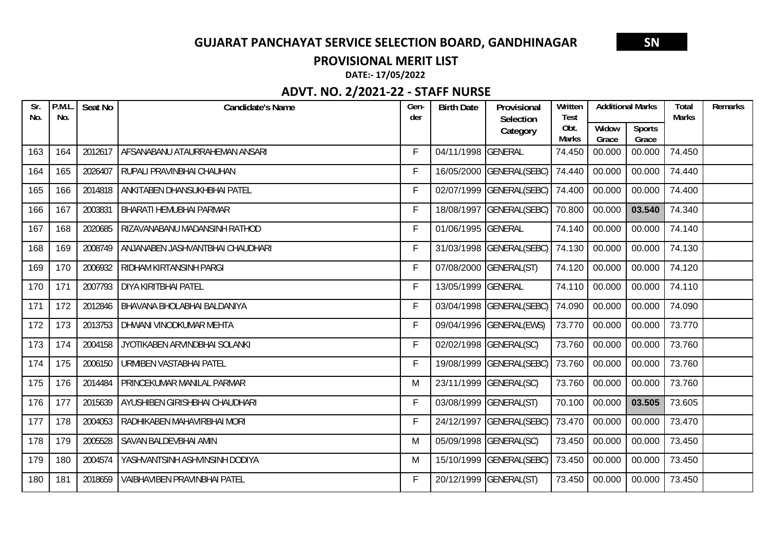# GUJARAT PANCHAYAT SERVICE SELECTION BOARD, GANDHINAGAR

SN

## PROVISIONAL MERIT LIST

**DATE:- 17/05/2022**

## ADVT. NO. 2/2021-22 - STAFF NURSE

| Sr. No. | P.M.L. No. | Seat No | Candidate's Name | Gen-der | Birth Date | Provisional Selection Category | Written Test Obt. Marks | Additional Marks | | Total Marks | Remarks |
|---|---|---|---|---|---|---|---|---|---|---|---|
| | | | | | | | | Widow Grace | Sports Grace | | |
| 163 | 164 | 2012617 | AFSANABANU ATAURRAHEMAN ANSARI | F | 04/11/1998 | GENERAL | 74.450 | 00.000 | 00.000 | 74.450 | |
| 164 | 165 | 2026407 | RUPALI PRAVINBHAI CHAUHAN | F | 16/05/2000 | GENERAL(SEBC) | 74.440 | 00.000 | 00.000 | 74.440 | |
| 165 | 166 | 2014818 | ANKITABEN DHANSUKHBHAI PATEL | F | 02/07/1999 | GENERAL(SEBC) | 74.400 | 00.000 | 00.000 | 74.400 | |
| 166 | 167 | 2003831 | BHARATI HEMUBHAI PARMAR | F | 18/08/1997 | GENERAL(SEBC) | 70.800 | 00.000 | **03.540** | 74.340 | |
| 167 | 168 | 2020685 | RIZAVANABANU MADANSINH RATHOD | F | 01/06/1995 | GENERAL | 74.140 | 00.000 | 00.000 | 74.140 | |
| 168 | 169 | 2008749 | ANJANABEN JASHVANTBHAI CHAUDHARI | F | 31/03/1998 | GENERAL(SEBC) | 74.130 | 00.000 | 00.000 | 74.130 | |
| 169 | 170 | 2006932 | RIDHAM KIRTANSINH PARGI | F | 07/08/2000 | GENERAL(ST) | 74.120 | 00.000 | 00.000 | 74.120 | |
| 170 | 171 | 2007793 | DIYA KIRITBHAI PATEL | F | 13/05/1999 | GENERAL | 74.110 | 00.000 | 00.000 | 74.110 | |
| 171 | 172 | 2012846 | BHAVANA BHOLABHAI BALDANIYA | F | 03/04/1998 | GENERAL(SEBC) | 74.090 | 00.000 | 00.000 | 74.090 | |
| 172 | 173 | 2013753 | DHWANI VINODKUMAR MEHTA | F | 09/04/1996 | GENERAL(EWS) | 73.770 | 00.000 | 00.000 | 73.770 | |
| 173 | 174 | 2004158 | JYOTIKABEN ARVINDBHAI SOLANKI | F | 02/02/1998 | GENERAL(SC) | 73.760 | 00.000 | 00.000 | 73.760 | |
| 174 | 175 | 2006150 | URMIBEN VASTABHAI PATEL | F | 19/08/1999 | GENERAL(SEBC) | 73.760 | 00.000 | 00.000 | 73.760 | |
| 175 | 176 | 2014484 | PRINCEKUMAR MANILAL PARMAR | M | 23/11/1999 | GENERAL(SC) | 73.760 | 00.000 | 00.000 | 73.760 | |
| 176 | 177 | 2015639 | AYUSHIBEN GIRISHBHAI CHAUDHARI | F | 03/08/1999 | GENERAL(ST) | 70.100 | 00.000 | **03.505** | 73.605 | |
| 177 | 178 | 2004053 | RADHIKABEN MAHAVIRBHAI MORI | F | 24/12/1997 | GENERAL(SEBC) | 73.470 | 00.000 | 00.000 | 73.470 | |
| 178 | 179 | 2005528 | SAVAN BALDEVBHAI AMIN | M | 05/09/1998 | GENERAL(SC) | 73.450 | 00.000 | 00.000 | 73.450 | |
| 179 | 180 | 2004574 | YASHVANTSINH ASHVINSINH DODIYA | M | 15/10/1999 | GENERAL(SEBC) | 73.450 | 00.000 | 00.000 | 73.450 | |
| 180 | 181 | 2018659 | VAIBHAVIBEN PRAVINBHAI PATEL | F | 20/12/1999 | GENERAL(ST) | 73.450 | 00.000 | 00.000 | 73.450 | |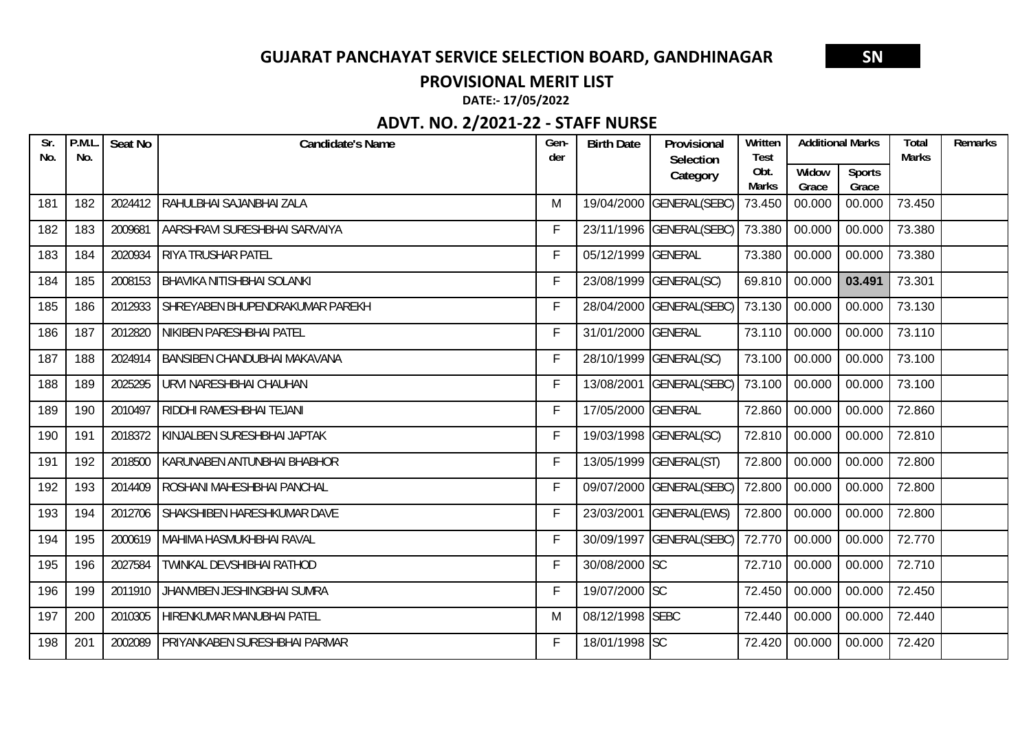# GUJARAT PANCHAYAT SERVICE SELECTION BOARD, GANDHINAGAR

**SN**

## PROVISIONAL MERIT LIST

**DATE:- 17/05/2022**

## ADVT. NO. 2/2021-22 - STAFF NURSE

| Sr. No. | P.M.L. No. | Seat No | Candidate's Name | Gen-der | Birth Date | Provisional Selection Category | Written Test Obt. Marks | Additional Marks | | Total Marks | Remarks |
|---|---|---|---|---|---|---|---|---|---|---|---|
| | | | | | | | | Widow Grace | Sports Grace | | |
| 181 | 182 | 2024412 | RAHULBHAI SAJANBHAI ZALA | M | 19/04/2000 | GENERAL(SEBC) | 73.450 | 00.000 | 00.000 | 73.450 | |
| 182 | 183 | 2009681 | AARSHRAVI SURESHBHAI SARVAIYA | F | 23/11/1996 | GENERAL(SEBC) | 73.380 | 00.000 | 00.000 | 73.380 | |
| 183 | 184 | 2020934 | RIYA TRUSHAR PATEL | F | 05/12/1999 | GENERAL | 73.380 | 00.000 | 00.000 | 73.380 | |
| 184 | 185 | 2008153 | BHAVIKA NITISHBHAI SOLANKI | F | 23/08/1999 | GENERAL(SC) | 69.810 | 00.000 | **03.491** | 73.301 | |
| 185 | 186 | 2012933 | SHREYABEN BHUPENDRAKUMAR PAREKH | F | 28/04/2000 | GENERAL(SEBC) | 73.130 | 00.000 | 00.000 | 73.130 | |
| 186 | 187 | 2012820 | NIKIBEN PARESHBHAI PATEL | F | 31/01/2000 | GENERAL | 73.110 | 00.000 | 00.000 | 73.110 | |
| 187 | 188 | 2024914 | BANSIBEN CHANDUBHAI MAKAVANA | F | 28/10/1999 | GENERAL(SC) | 73.100 | 00.000 | 00.000 | 73.100 | |
| 188 | 189 | 2025295 | URVI NARESHBHAI CHAUHAN | F | 13/08/2001 | GENERAL(SEBC) | 73.100 | 00.000 | 00.000 | 73.100 | |
| 189 | 190 | 2010497 | RIDDHI RAMESHBHAI TEJANI | F | 17/05/2000 | GENERAL | 72.860 | 00.000 | 00.000 | 72.860 | |
| 190 | 191 | 2018372 | KINJALBEN SURESHBHAI JAPTAK | F | 19/03/1998 | GENERAL(SC) | 72.810 | 00.000 | 00.000 | 72.810 | |
| 191 | 192 | 2018500 | KARUNABEN ANTUNBHAI BHABHOR | F | 13/05/1999 | GENERAL(ST) | 72.800 | 00.000 | 00.000 | 72.800 | |
| 192 | 193 | 2014409 | ROSHANI MAHESHBHAI PANCHAL | F | 09/07/2000 | GENERAL(SEBC) | 72.800 | 00.000 | 00.000 | 72.800 | |
| 193 | 194 | 2012706 | SHAKSHIBEN HARESHKUMAR DAVE | F | 23/03/2001 | GENERAL(EWS) | 72.800 | 00.000 | 00.000 | 72.800 | |
| 194 | 195 | 2000619 | MAHIMA HASMUKHBHAI RAVAL | F | 30/09/1997 | GENERAL(SEBC) | 72.770 | 00.000 | 00.000 | 72.770 | |
| 195 | 196 | 2027584 | TWINKAL DEVSHIBHAI RATHOD | F | 30/08/2000 | SC | 72.710 | 00.000 | 00.000 | 72.710 | |
| 196 | 199 | 2011910 | JHANVIBEN JESHINGBHAI SUMRA | F | 19/07/2000 | SC | 72.450 | 00.000 | 00.000 | 72.450 | |
| 197 | 200 | 2010305 | HIRENKUMAR MANUBHAI PATEL | M | 08/12/1998 | SEBC | 72.440 | 00.000 | 00.000 | 72.440 | |
| 198 | 201 | 2002089 | PRIYANKABEN SURESHBHAI PARMAR | F | 18/01/1998 | SC | 72.420 | 00.000 | 00.000 | 72.420 | |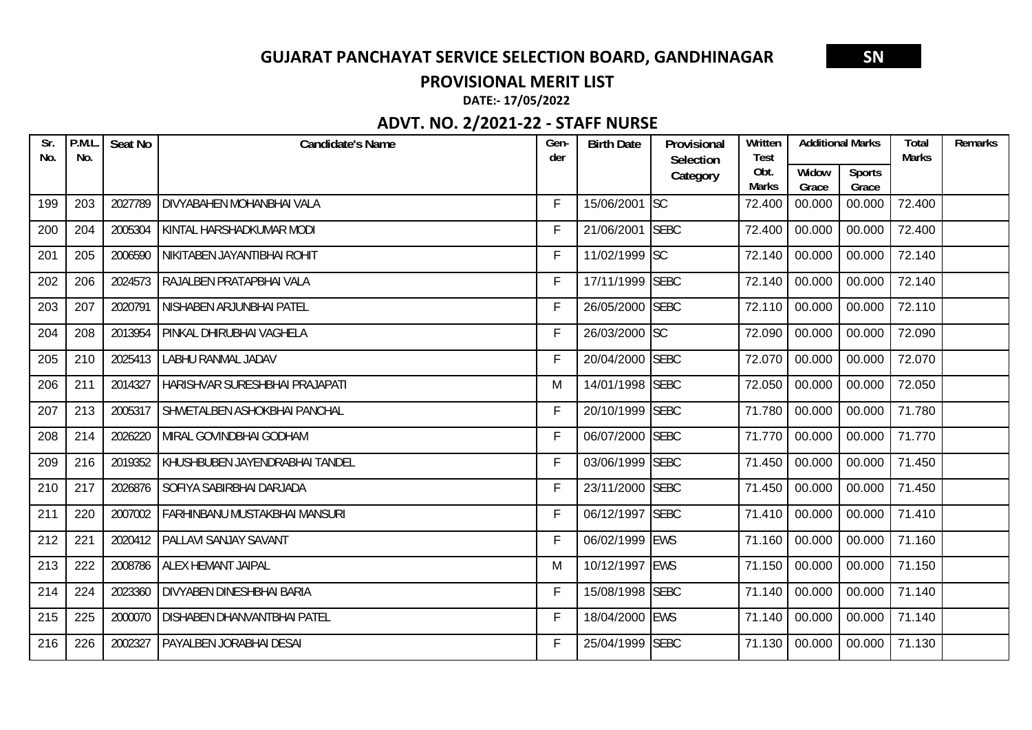# GUJARAT PANCHAYAT SERVICE SELECTION BOARD, GANDHINAGAR

**SN**

## PROVISIONAL MERIT LIST

**DATE:- 17/05/2022**

### ADVT. NO. 2/2021-22 - STAFF NURSE

| Sr. No. | P.M.L. No. | Seat No | Candidate's Name | Gen-der | Birth Date | Provisional Selection Category | Written Test Obt. Marks | Additional Marks | | Total Marks | Remarks |
|---|---|---|---|---|---|---|---|---|---|---|---|
| | | | | | | | | Widow Grace | Sports Grace | | |
| 199 | 203 | 2027789 | DIVYABAHEN MOHANBHAI VALA | F | 15/06/2001 | SC | 72.400 | 00.000 | 00.000 | 72.400 | |
| 200 | 204 | 2005304 | KINTAL HARSHADKUMAR MODI | F | 21/06/2001 | SEBC | 72.400 | 00.000 | 00.000 | 72.400 | |
| 201 | 205 | 2006590 | NIKITABEN JAYANTIBHAI ROHIT | F | 11/02/1999 | SC | 72.140 | 00.000 | 00.000 | 72.140 | |
| 202 | 206 | 2024573 | RAJALBEN PRATAPBHAI VALA | F | 17/11/1999 | SEBC | 72.140 | 00.000 | 00.000 | 72.140 | |
| 203 | 207 | 2020791 | NISHABEN ARJUNBHAI PATEL | F | 26/05/2000 | SEBC | 72.110 | 00.000 | 00.000 | 72.110 | |
| 204 | 208 | 2013954 | PINKAL DHIRUBHAI VAGHELA | F | 26/03/2000 | SC | 72.090 | 00.000 | 00.000 | 72.090 | |
| 205 | 210 | 2025413 | LABHU RANMAL JADAV | F | 20/04/2000 | SEBC | 72.070 | 00.000 | 00.000 | 72.070 | |
| 206 | 211 | 2014327 | HARISHVAR SURESHBHAI PRAJAPATI | M | 14/01/1998 | SEBC | 72.050 | 00.000 | 00.000 | 72.050 | |
| 207 | 213 | 2005317 | SHWETALBEN ASHOKBHAI PANCHAL | F | 20/10/1999 | SEBC | 71.780 | 00.000 | 00.000 | 71.780 | |
| 208 | 214 | 2026220 | MIRAL GOVINDBHAI GODHAM | F | 06/07/2000 | SEBC | 71.770 | 00.000 | 00.000 | 71.770 | |
| 209 | 216 | 2019352 | KHUSHBUBEN JAYENDRABHAI TANDEL | F | 03/06/1999 | SEBC | 71.450 | 00.000 | 00.000 | 71.450 | |
| 210 | 217 | 2026876 | SOFIYA SABIRBHAI DARJADA | F | 23/11/2000 | SEBC | 71.450 | 00.000 | 00.000 | 71.450 | |
| 211 | 220 | 2007002 | FARHINBANU MUSTAKBHAI MANSURI | F | 06/12/1997 | SEBC | 71.410 | 00.000 | 00.000 | 71.410 | |
| 212 | 221 | 2020412 | PALLAVI SANJAY SAVANT | F | 06/02/1999 | EWS | 71.160 | 00.000 | 00.000 | 71.160 | |
| 213 | 222 | 2008786 | ALEX HEMANT JAIPAL | M | 10/12/1997 | EWS | 71.150 | 00.000 | 00.000 | 71.150 | |
| 214 | 224 | 2023360 | DIVYABEN DINESHBHAI BARIA | F | 15/08/1998 | SEBC | 71.140 | 00.000 | 00.000 | 71.140 | |
| 215 | 225 | 2000070 | DISHABEN DHANVANTBHAI PATEL | F | 18/04/2000 | EWS | 71.140 | 00.000 | 00.000 | 71.140 | |
| 216 | 226 | 2002327 | PAYALBEN JORABHAI DESAI | F | 25/04/1999 | SEBC | 71.130 | 00.000 | 00.000 | 71.130 | |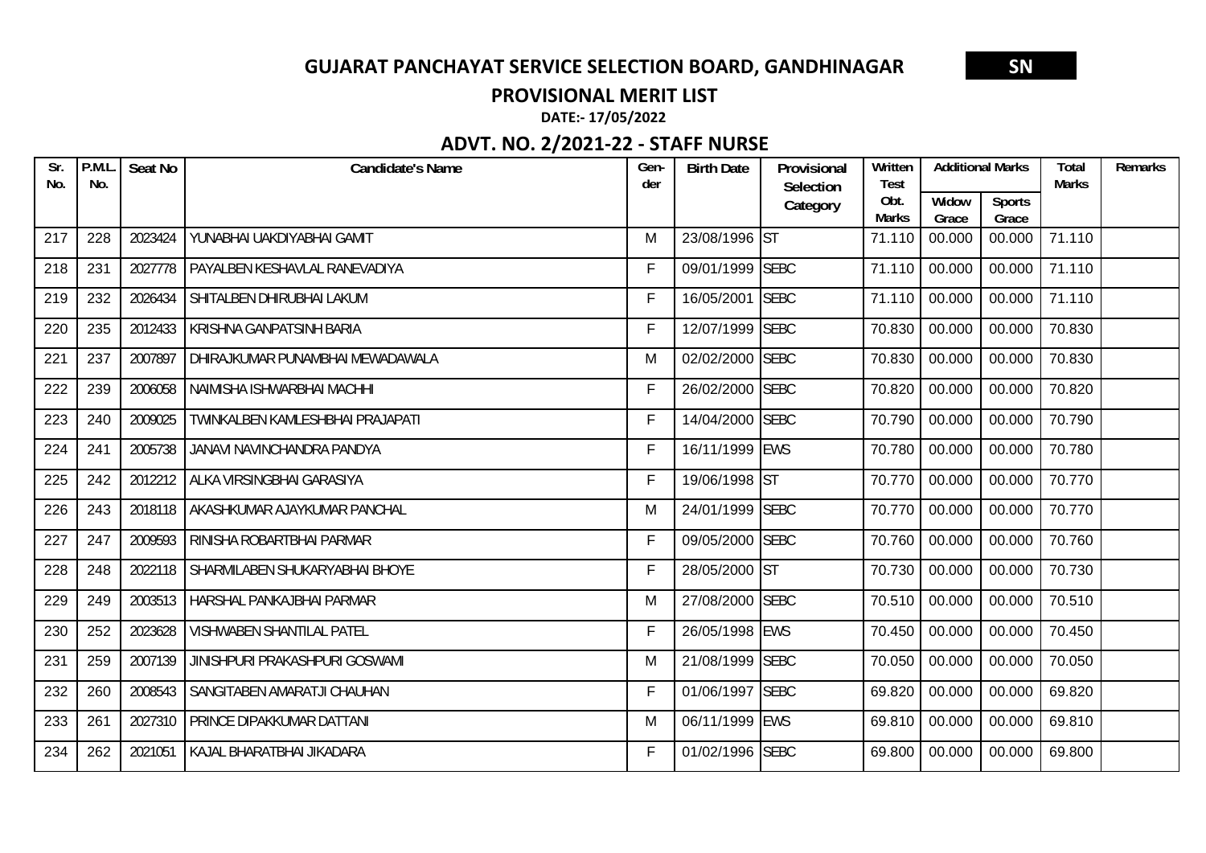# GUJARAT PANCHAYAT SERVICE SELECTION BOARD, GANDHINAGAR

**SN**

## PROVISIONAL MERIT LIST

**DATE:- 17/05/2022**

### ADVT. NO. 2/2021-22 - STAFF NURSE

| Sr. No. | P.M.L. No. | Seat No | Candidate's Name | Gen-der | Birth Date | Provisional Selection Category | Written Test Obt. Marks | Additional Marks | | Total Marks | Remarks |
|---|---|---|---|---|---|---|---|---|---|---|---|
| | | | | | | | | Widow Grace | Sports Grace | | |
| 217 | 228 | 2023424 | YUNABHAI UAKDIYABHAI GAMIT | M | 23/08/1996 | ST | 71.110 | 00.000 | 00.000 | 71.110 | |
| 218 | 231 | 2027778 | PAYALBEN KESHAVLAL RANEVADIYA | F | 09/01/1999 | SEBC | 71.110 | 00.000 | 00.000 | 71.110 | |
| 219 | 232 | 2026434 | SHITALBEN DHIRUBHAI LAKUM | F | 16/05/2001 | SEBC | 71.110 | 00.000 | 00.000 | 71.110 | |
| 220 | 235 | 2012433 | KRISHNA GANPATSINH BARIA | F | 12/07/1999 | SEBC | 70.830 | 00.000 | 00.000 | 70.830 | |
| 221 | 237 | 2007897 | DHIRAJKUMAR PUNAMBHAI MEWADAWALA | M | 02/02/2000 | SEBC | 70.830 | 00.000 | 00.000 | 70.830 | |
| 222 | 239 | 2006058 | NAIMISHA ISHWARBHAI MACHHI | F | 26/02/2000 | SEBC | 70.820 | 00.000 | 00.000 | 70.820 | |
| 223 | 240 | 2009025 | TWINKALBEN KAMLESHBHAI PRAJAPATI | F | 14/04/2000 | SEBC | 70.790 | 00.000 | 00.000 | 70.790 | |
| 224 | 241 | 2005738 | JANAVI NAVINCHANDRA PANDYA | F | 16/11/1999 | EWS | 70.780 | 00.000 | 00.000 | 70.780 | |
| 225 | 242 | 2012212 | ALKA VIRSINGBHAI GARASIYA | F | 19/06/1998 | ST | 70.770 | 00.000 | 00.000 | 70.770 | |
| 226 | 243 | 2018118 | AKASHKUMAR AJAYKUMAR PANCHAL | M | 24/01/1999 | SEBC | 70.770 | 00.000 | 00.000 | 70.770 | |
| 227 | 247 | 2009593 | RINISHA ROBARTBHAI PARMAR | F | 09/05/2000 | SEBC | 70.760 | 00.000 | 00.000 | 70.760 | |
| 228 | 248 | 2022118 | SHARMILABEN SHUKARYABHAI BHOYE | F | 28/05/2000 | ST | 70.730 | 00.000 | 00.000 | 70.730 | |
| 229 | 249 | 2003513 | HARSHAL PANKAJBHAI PARMAR | M | 27/08/2000 | SEBC | 70.510 | 00.000 | 00.000 | 70.510 | |
| 230 | 252 | 2023628 | VISHWABEN SHANTILAL PATEL | F | 26/05/1998 | EWS | 70.450 | 00.000 | 00.000 | 70.450 | |
| 231 | 259 | 2007139 | JINISHPURI PRAKASHPURI GOSWAMI | M | 21/08/1999 | SEBC | 70.050 | 00.000 | 00.000 | 70.050 | |
| 232 | 260 | 2008543 | SANGITABEN AMARATJI CHAUHAN | F | 01/06/1997 | SEBC | 69.820 | 00.000 | 00.000 | 69.820 | |
| 233 | 261 | 2027310 | PRINCE DIPAKKUMAR DATTANI | M | 06/11/1999 | EWS | 69.810 | 00.000 | 00.000 | 69.810 | |
| 234 | 262 | 2021051 | KAJAL BHARATBHAI JIKADARA | F | 01/02/1996 | SEBC | 69.800 | 00.000 | 00.000 | 69.800 | |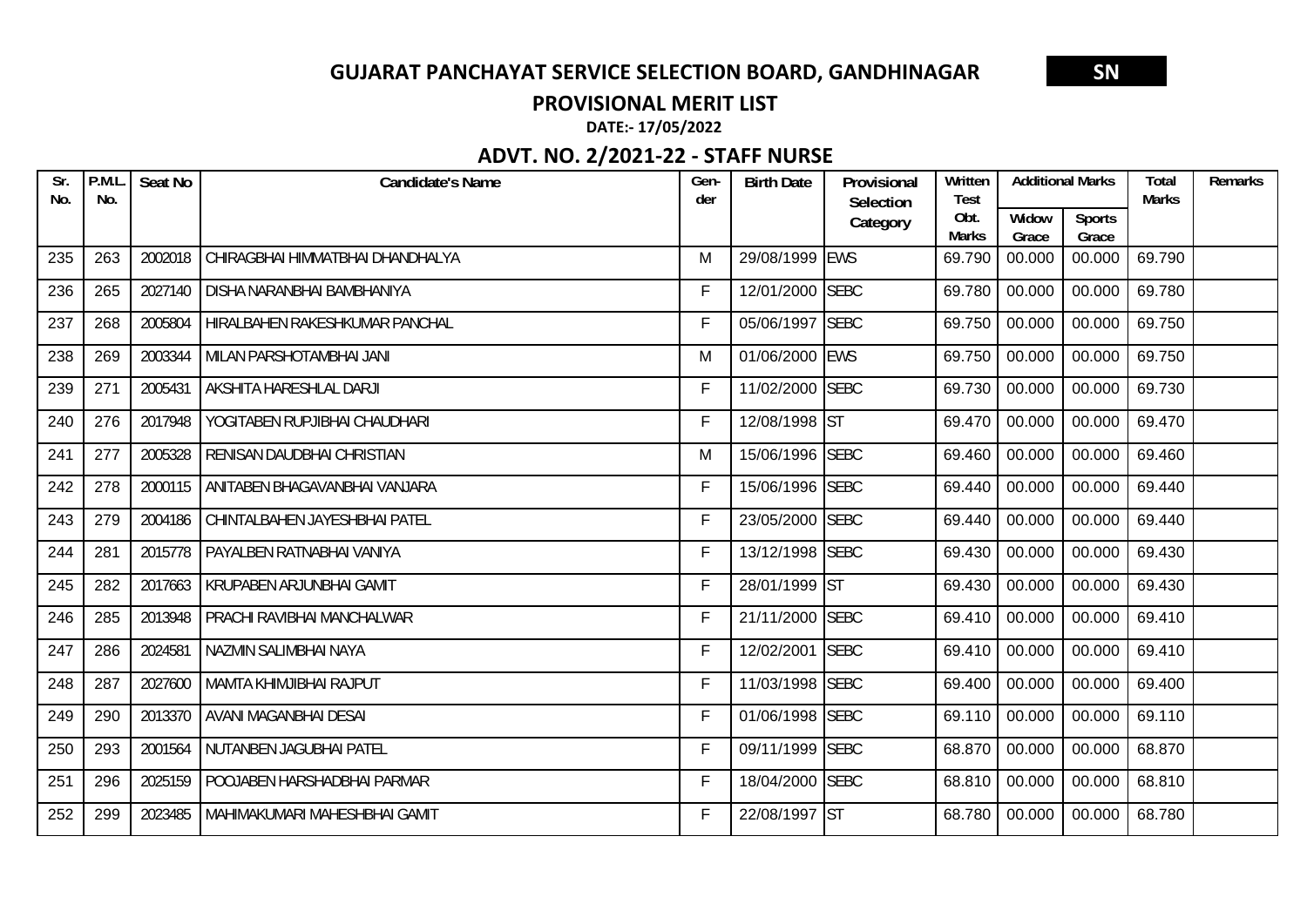# GUJARAT PANCHAYAT SERVICE SELECTION BOARD, GANDHINAGAR

**SN**

## PROVISIONAL MERIT LIST

**DATE:- 17/05/2022**

## ADVT. NO. 2/2021-22 - STAFF NURSE

| Sr. No. | P.M.L. No. | Seat No | Candidate's Name | Gen-der | Birth Date | Provisional Selection Category | Written Test Obt. Marks | Additional Marks | | Total Marks | Remarks |
|---|---|---|---|---|---|---|---|---|---|---|---|
| | | | | | | | | Widow Grace | Sports Grace | | |
| 235 | 263 | 2002018 | CHIRAGBHAI HIMMATBHAI DHANDHALYA | M | 29/08/1999 | EWS | 69.790 | 00.000 | 00.000 | 69.790 | |
| 236 | 265 | 2027140 | DISHA NARANBHAI BAMBHANIYA | F | 12/01/2000 | SEBC | 69.780 | 00.000 | 00.000 | 69.780 | |
| 237 | 268 | 2005804 | HIRALBAHEN RAKESHKUMAR PANCHAL | F | 05/06/1997 | SEBC | 69.750 | 00.000 | 00.000 | 69.750 | |
| 238 | 269 | 2003344 | MILAN PARSHOTAMBHAI JANI | M | 01/06/2000 | EWS | 69.750 | 00.000 | 00.000 | 69.750 | |
| 239 | 271 | 2005431 | AKSHITA HARESHLAL DARJI | F | 11/02/2000 | SEBC | 69.730 | 00.000 | 00.000 | 69.730 | |
| 240 | 276 | 2017948 | YOGITABEN RUPJIBHAI CHAUDHARI | F | 12/08/1998 | ST | 69.470 | 00.000 | 00.000 | 69.470 | |
| 241 | 277 | 2005328 | RENISAN DAUDBHAI CHRISTIAN | M | 15/06/1996 | SEBC | 69.460 | 00.000 | 00.000 | 69.460 | |
| 242 | 278 | 2000115 | ANITABEN BHAGAVANBHAI VANJARA | F | 15/06/1996 | SEBC | 69.440 | 00.000 | 00.000 | 69.440 | |
| 243 | 279 | 2004186 | CHINTALBAHEN JAYESHBHAI PATEL | F | 23/05/2000 | SEBC | 69.440 | 00.000 | 00.000 | 69.440 | |
| 244 | 281 | 2015778 | PAYALBEN RATNABHAI VANIYA | F | 13/12/1998 | SEBC | 69.430 | 00.000 | 00.000 | 69.430 | |
| 245 | 282 | 2017663 | KRUPABEN ARJUNBHAI GAMIT | F | 28/01/1999 | ST | 69.430 | 00.000 | 00.000 | 69.430 | |
| 246 | 285 | 2013948 | PRACHI RAVIBHAI MANCHALWAR | F | 21/11/2000 | SEBC | 69.410 | 00.000 | 00.000 | 69.410 | |
| 247 | 286 | 2024581 | NAZMIN SALIMBHAI NAYA | F | 12/02/2001 | SEBC | 69.410 | 00.000 | 00.000 | 69.410 | |
| 248 | 287 | 2027600 | MAMTA KHIMJIBHAI RAJPUT | F | 11/03/1998 | SEBC | 69.400 | 00.000 | 00.000 | 69.400 | |
| 249 | 290 | 2013370 | AVANI MAGANBHAI DESAI | F | 01/06/1998 | SEBC | 69.110 | 00.000 | 00.000 | 69.110 | |
| 250 | 293 | 2001564 | NUTANBEN JAGUBHAI PATEL | F | 09/11/1999 | SEBC | 68.870 | 00.000 | 00.000 | 68.870 | |
| 251 | 296 | 2025159 | POOJABEN HARSHADBHAI PARMAR | F | 18/04/2000 | SEBC | 68.810 | 00.000 | 00.000 | 68.810 | |
| 252 | 299 | 2023485 | MAHIMAKUMARI MAHESHBHAI GAMIT | F | 22/08/1997 | ST | 68.780 | 00.000 | 00.000 | 68.780 | |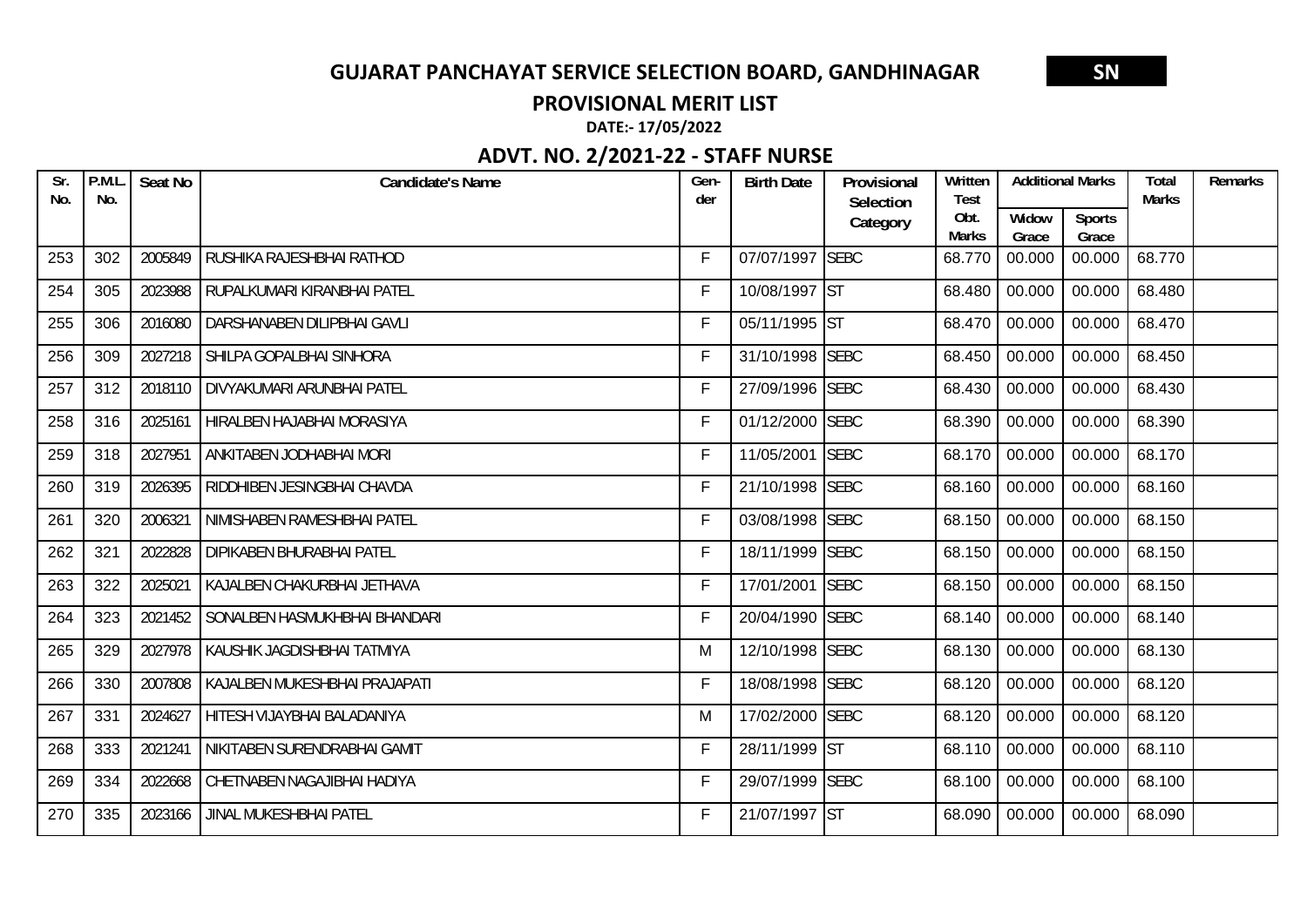# GUJARAT PANCHAYAT SERVICE SELECTION BOARD, GANDHINAGAR

**SN**

## PROVISIONAL MERIT LIST

**DATE:- 17/05/2022**

## ADVT. NO. 2/2021-22 - STAFF NURSE

| Sr. No. | P.M.L. No. | Seat No | Candidate's Name | Gen-der | Birth Date | Provisional Selection Category | Written Test Obt. Marks | Additional Marks | | Total Marks | Remarks |
|---|---|---|---|---|---|---|---|---|---|---|---|
| | | | | | | | | Widow Grace | Sports Grace | | |
| 253 | 302 | 2005849 | RUSHIKA RAJESHBHAI RATHOD | F | 07/07/1997 | SEBC | 68.770 | 00.000 | 00.000 | 68.770 | |
| 254 | 305 | 2023988 | RUPALKUMARI KIRANBHAI PATEL | F | 10/08/1997 | ST | 68.480 | 00.000 | 00.000 | 68.480 | |
| 255 | 306 | 2016080 | DARSHANABEN DILIPBHAI GAVLI | F | 05/11/1995 | ST | 68.470 | 00.000 | 00.000 | 68.470 | |
| 256 | 309 | 2027218 | SHILPA GOPALBHAI SINHORA | F | 31/10/1998 | SEBC | 68.450 | 00.000 | 00.000 | 68.450 | |
| 257 | 312 | 2018110 | DIVYAKUMARI ARUNBHAI PATEL | F | 27/09/1996 | SEBC | 68.430 | 00.000 | 00.000 | 68.430 | |
| 258 | 316 | 2025161 | HIRALBEN HAJABHAI MORASIYA | F | 01/12/2000 | SEBC | 68.390 | 00.000 | 00.000 | 68.390 | |
| 259 | 318 | 2027951 | ANKITABEN JODHABHAI MORI | F | 11/05/2001 | SEBC | 68.170 | 00.000 | 00.000 | 68.170 | |
| 260 | 319 | 2026395 | RIDDHIBEN JESINGBHAI CHAVDA | F | 21/10/1998 | SEBC | 68.160 | 00.000 | 00.000 | 68.160 | |
| 261 | 320 | 2006321 | NIMISHABEN RAMESHBHAI PATEL | F | 03/08/1998 | SEBC | 68.150 | 00.000 | 00.000 | 68.150 | |
| 262 | 321 | 2022828 | DIPIKABEN BHURABHAI PATEL | F | 18/11/1999 | SEBC | 68.150 | 00.000 | 00.000 | 68.150 | |
| 263 | 322 | 2025021 | KAJALBEN CHAKURBHAI JETHAVA | F | 17/01/2001 | SEBC | 68.150 | 00.000 | 00.000 | 68.150 | |
| 264 | 323 | 2021452 | SONALBEN HASMUKHBHAI BHANDARI | F | 20/04/1990 | SEBC | 68.140 | 00.000 | 00.000 | 68.140 | |
| 265 | 329 | 2027978 | KAUSHIK JAGDISHBHAI TATMIYA | M | 12/10/1998 | SEBC | 68.130 | 00.000 | 00.000 | 68.130 | |
| 266 | 330 | 2007808 | KAJALBEN MUKESHBHAI PRAJAPATI | F | 18/08/1998 | SEBC | 68.120 | 00.000 | 00.000 | 68.120 | |
| 267 | 331 | 2024627 | HITESH VIJAYBHAI BALADANIYA | M | 17/02/2000 | SEBC | 68.120 | 00.000 | 00.000 | 68.120 | |
| 268 | 333 | 2021241 | NIKITABEN SURENDRABHAI GAMIT | F | 28/11/1999 | ST | 68.110 | 00.000 | 00.000 | 68.110 | |
| 269 | 334 | 2022668 | CHETNABEN NAGAJIBHAI HADIYA | F | 29/07/1999 | SEBC | 68.100 | 00.000 | 00.000 | 68.100 | |
| 270 | 335 | 2023166 | JINAL MUKESHBHAI PATEL | F | 21/07/1997 | ST | 68.090 | 00.000 | 00.000 | 68.090 | |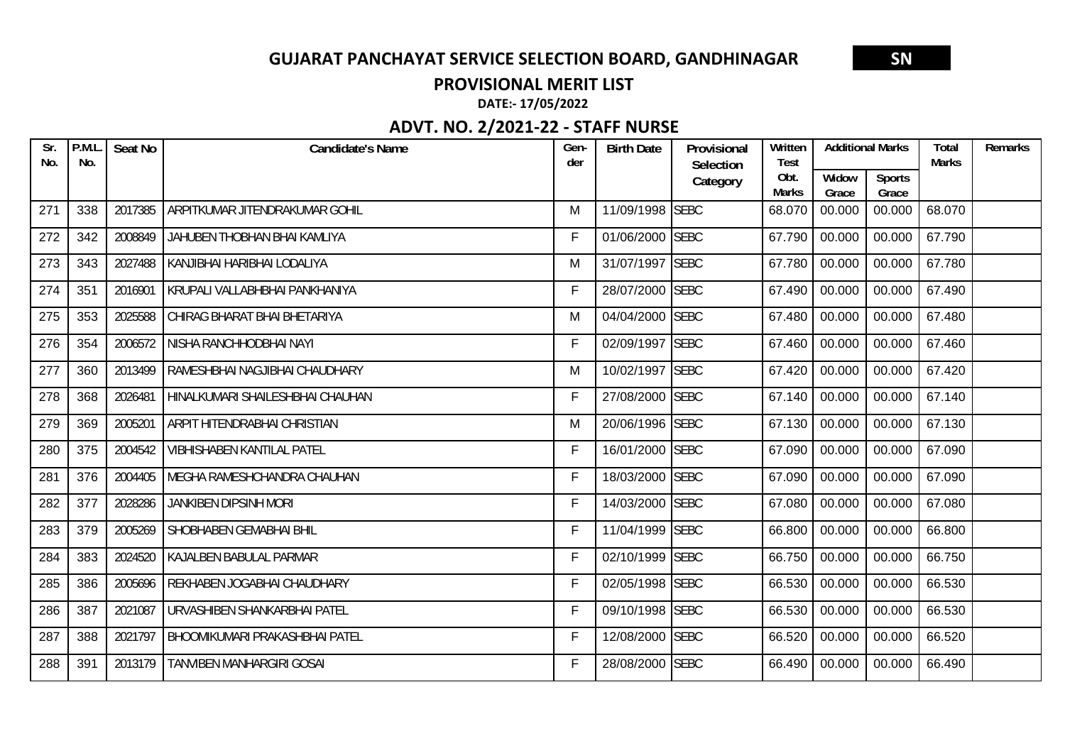# GUJARAT PANCHAYAT SERVICE SELECTION BOARD, GANDHINAGAR

**SN**

## PROVISIONAL MERIT LIST

**DATE:- 17/05/2022**

### ADVT. NO. 2/2021-22 - STAFF NURSE

| Sr. No. | P.M.L. No. | Seat No | Candidate's Name | Gen-der | Birth Date | Provisional Selection Category | Written Test Obt. Marks | Additional Marks | | Total Marks | Remarks |
|---|---|---|---|---|---|---|---|---|---|---|---|
| | | | | | | | | Widow Grace | Sports Grace | | |
| 271 | 338 | 2017385 | ARPITKUMAR JITENDRAKUMAR GOHIL | M | 11/09/1998 | SEBC | 68.070 | 00.000 | 00.000 | 68.070 | |
| 272 | 342 | 2008849 | JAHUBEN THOBHAN BHAI KAMLIYA | F | 01/06/2000 | SEBC | 67.790 | 00.000 | 00.000 | 67.790 | |
| 273 | 343 | 2027488 | KANJIBHAI HARIBHAI LODALIYA | M | 31/07/1997 | SEBC | 67.780 | 00.000 | 00.000 | 67.780 | |
| 274 | 351 | 2016901 | KRUPALI VALLABHBHAI PANKHANIYA | F | 28/07/2000 | SEBC | 67.490 | 00.000 | 00.000 | 67.490 | |
| 275 | 353 | 2025588 | CHIRAG BHARAT BHAI BHETARIYA | M | 04/04/2000 | SEBC | 67.480 | 00.000 | 00.000 | 67.480 | |
| 276 | 354 | 2006572 | NISHA RANCHHODBHAI NAYI | F | 02/09/1997 | SEBC | 67.460 | 00.000 | 00.000 | 67.460 | |
| 277 | 360 | 2013499 | RAMESHBHAI NAGJIBHAI CHAUDHARY | M | 10/02/1997 | SEBC | 67.420 | 00.000 | 00.000 | 67.420 | |
| 278 | 368 | 2026481 | HINALKUMARI SHAILESHBHAI CHAUHAN | F | 27/08/2000 | SEBC | 67.140 | 00.000 | 00.000 | 67.140 | |
| 279 | 369 | 2005201 | ARPIT HITENDRABHAI CHRISTIAN | M | 20/06/1996 | SEBC | 67.130 | 00.000 | 00.000 | 67.130 | |
| 280 | 375 | 2004542 | VIBHISHABEN KANTILAL PATEL | F | 16/01/2000 | SEBC | 67.090 | 00.000 | 00.000 | 67.090 | |
| 281 | 376 | 2004405 | MEGHA RAMESHCHANDRA CHAUHAN | F | 18/03/2000 | SEBC | 67.090 | 00.000 | 00.000 | 67.090 | |
| 282 | 377 | 2028286 | JANKIBEN DIPSINH MORI | F | 14/03/2000 | SEBC | 67.080 | 00.000 | 00.000 | 67.080 | |
| 283 | 379 | 2005269 | SHOBHABEN GEMABHAI BHIL | F | 11/04/1999 | SEBC | 66.800 | 00.000 | 00.000 | 66.800 | |
| 284 | 383 | 2024520 | KAJALBEN BABULAL PARMAR | F | 02/10/1999 | SEBC | 66.750 | 00.000 | 00.000 | 66.750 | |
| 285 | 386 | 2005696 | REKHABEN JOGABHAI CHAUDHARY | F | 02/05/1998 | SEBC | 66.530 | 00.000 | 00.000 | 66.530 | |
| 286 | 387 | 2021087 | URVASHIBEN SHANKARBHAI PATEL | F | 09/10/1998 | SEBC | 66.530 | 00.000 | 00.000 | 66.530 | |
| 287 | 388 | 2021797 | BHOOMIKUMARI PRAKASHBHAI PATEL | F | 12/08/2000 | SEBC | 66.520 | 00.000 | 00.000 | 66.520 | |
| 288 | 391 | 2013179 | TANVIBEN MANHARGIRI GOSAI | F | 28/08/2000 | SEBC | 66.490 | 00.000 | 00.000 | 66.490 | |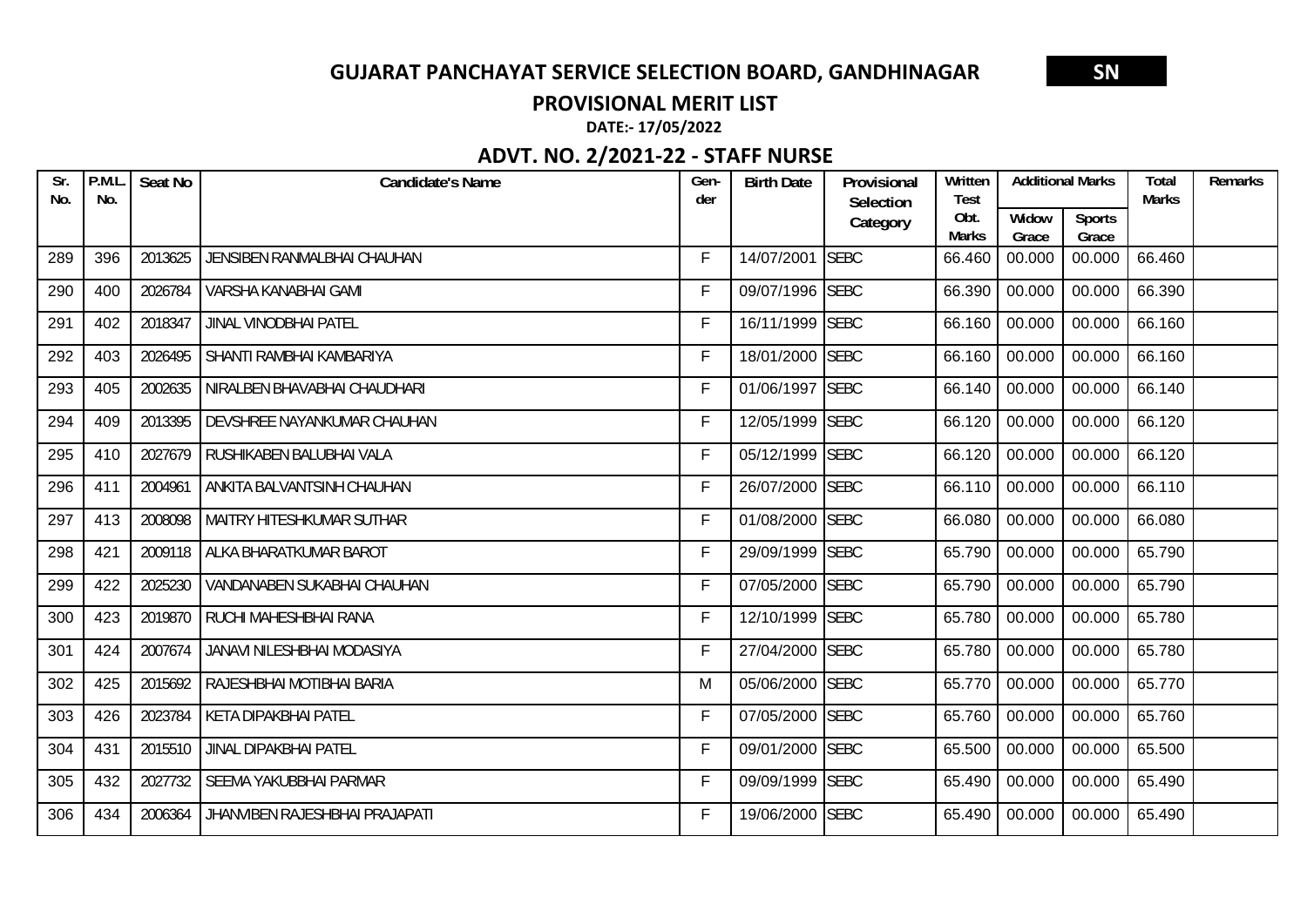# GUJARAT PANCHAYAT SERVICE SELECTION BOARD, GANDHINAGAR

**SN**

## PROVISIONAL MERIT LIST

**DATE:- 17/05/2022**

### ADVT. NO. 2/2021-22 - STAFF NURSE

| Sr. No. | P.M.L. No. | Seat No | Candidate's Name | Gen-der | Birth Date | Provisional Selection Category | Written Test Obt. Marks | Additional Marks | | Total Marks | Remarks |
|---|---|---|---|---|---|---|---|---|---|---|---|
| | | | | | | | | Widow Grace | Sports Grace | | |
| 289 | 396 | 2013625 | JENSIBEN RANMALBHAI CHAUHAN | F | 14/07/2001 | SEBC | 66.460 | 00.000 | 00.000 | 66.460 | |
| 290 | 400 | 2026784 | VARSHA KANABHAI GAMI | F | 09/07/1996 | SEBC | 66.390 | 00.000 | 00.000 | 66.390 | |
| 291 | 402 | 2018347 | JINAL VINODBHAI PATEL | F | 16/11/1999 | SEBC | 66.160 | 00.000 | 00.000 | 66.160 | |
| 292 | 403 | 2026495 | SHANTI RAMBHAI KAMBARIYA | F | 18/01/2000 | SEBC | 66.160 | 00.000 | 00.000 | 66.160 | |
| 293 | 405 | 2002635 | NIRALBEN BHAVABHAI CHAUDHARI | F | 01/06/1997 | SEBC | 66.140 | 00.000 | 00.000 | 66.140 | |
| 294 | 409 | 2013395 | DEVSHREE NAYANKUMAR CHAUHAN | F | 12/05/1999 | SEBC | 66.120 | 00.000 | 00.000 | 66.120 | |
| 295 | 410 | 2027679 | RUSHIKABEN BALUBHAI VALA | F | 05/12/1999 | SEBC | 66.120 | 00.000 | 00.000 | 66.120 | |
| 296 | 411 | 2004961 | ANKITA BALVANTSINH CHAUHAN | F | 26/07/2000 | SEBC | 66.110 | 00.000 | 00.000 | 66.110 | |
| 297 | 413 | 2008098 | MAITRY HITESHKUMAR SUTHAR | F | 01/08/2000 | SEBC | 66.080 | 00.000 | 00.000 | 66.080 | |
| 298 | 421 | 2009118 | ALKA BHARATKUMAR BAROT | F | 29/09/1999 | SEBC | 65.790 | 00.000 | 00.000 | 65.790 | |
| 299 | 422 | 2025230 | VANDANABEN SUKABHAI CHAUHAN | F | 07/05/2000 | SEBC | 65.790 | 00.000 | 00.000 | 65.790 | |
| 300 | 423 | 2019870 | RUCHI MAHESHBHAI RANA | F | 12/10/1999 | SEBC | 65.780 | 00.000 | 00.000 | 65.780 | |
| 301 | 424 | 2007674 | JANAVI NILESHBHAI MODASIYA | F | 27/04/2000 | SEBC | 65.780 | 00.000 | 00.000 | 65.780 | |
| 302 | 425 | 2015692 | RAJESHBHAI MOTIBHAI BARIA | M | 05/06/2000 | SEBC | 65.770 | 00.000 | 00.000 | 65.770 | |
| 303 | 426 | 2023784 | KETA DIPAKBHAI PATEL | F | 07/05/2000 | SEBC | 65.760 | 00.000 | 00.000 | 65.760 | |
| 304 | 431 | 2015510 | JINAL DIPAKBHAI PATEL | F | 09/01/2000 | SEBC | 65.500 | 00.000 | 00.000 | 65.500 | |
| 305 | 432 | 2027732 | SEEMA YAKUBBHAI PARMAR | F | 09/09/1999 | SEBC | 65.490 | 00.000 | 00.000 | 65.490 | |
| 306 | 434 | 2006364 | JHANVIBEN RAJESHBHAI PRAJAPATI | F | 19/06/2000 | SEBC | 65.490 | 00.000 | 00.000 | 65.490 | |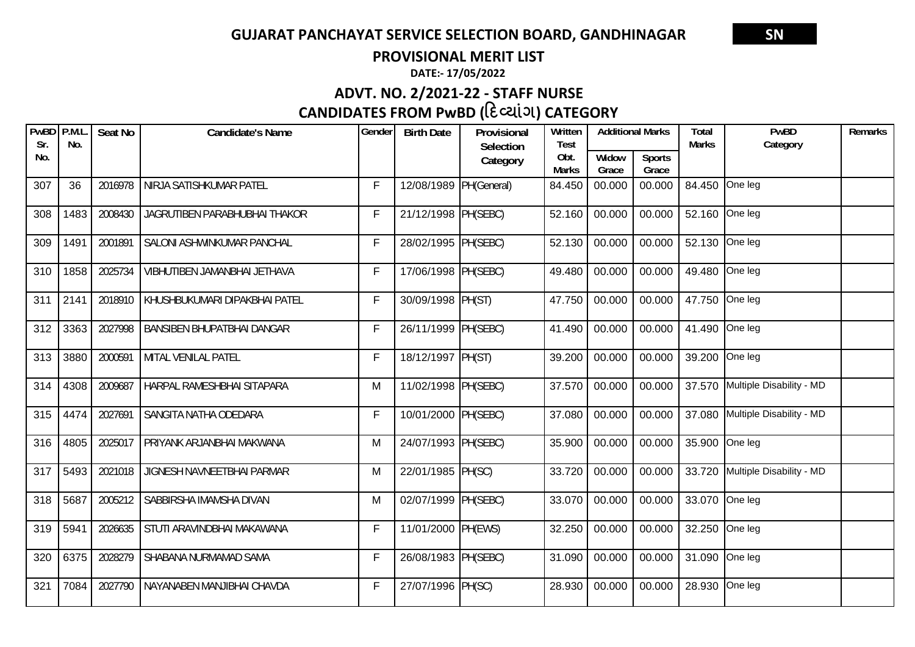# GUJARAT PANCHAYAT SERVICE SELECTION BOARD, GANDHINAGAR

SN

## PROVISIONAL MERIT LIST

**DATE:- 17/05/2022**

## ADVT. NO. 2/2021-22 - STAFF NURSE

## CANDIDATES FROM PwBD (દિવ્યાંગ) CATEGORY

| PwBD Sr. No. | P.M.L. No. | Seat No | Candidate's Name | Gender | Birth Date | Provisional Selection Category | Written Test Obt. Marks | Additional Marks | | Total Marks | PwBD Category | Remarks |
|---|---|---|---|---|---|---|---|---|---|---|---|---|
| | | | | | | | | Widow Grace | Sports Grace | | | |
| 307 | 36 | 2016978 | NIRJA SATISHKUMAR PATEL | F | 12/08/1989 | PH(General) | 84.450 | 00.000 | 00.000 | 84.450 | One leg | |
| 308 | 1483 | 2008430 | JAGRUTIBEN PARABHUBHAI THAKOR | F | 21/12/1998 | PH(SEBC) | 52.160 | 00.000 | 00.000 | 52.160 | One leg | |
| 309 | 1491 | 2001891 | SALONI ASHWINKUMAR PANCHAL | F | 28/02/1995 | PH(SEBC) | 52.130 | 00.000 | 00.000 | 52.130 | One leg | |
| 310 | 1858 | 2025734 | VIBHUTIBEN JAMANBHAI JETHAVA | F | 17/06/1998 | PH(SEBC) | 49.480 | 00.000 | 00.000 | 49.480 | One leg | |
| 311 | 2141 | 2018910 | KHUSHBUKUMARI DIPAKBHAI PATEL | F | 30/09/1998 | PH(ST) | 47.750 | 00.000 | 00.000 | 47.750 | One leg | |
| 312 | 3363 | 2027998 | BANSIBEN BHUPATBHAI DANGAR | F | 26/11/1999 | PH(SEBC) | 41.490 | 00.000 | 00.000 | 41.490 | One leg | |
| 313 | 3880 | 2000591 | MITAL VENILAL PATEL | F | 18/12/1997 | PH(ST) | 39.200 | 00.000 | 00.000 | 39.200 | One leg | |
| 314 | 4308 | 2009687 | HARPAL RAMESHBHAI SITAPARA | M | 11/02/1998 | PH(SEBC) | 37.570 | 00.000 | 00.000 | 37.570 | Multiple Disability - MD | |
| 315 | 4474 | 2027691 | SANGITA NATHA ODEDARA | F | 10/01/2000 | PH(SEBC) | 37.080 | 00.000 | 00.000 | 37.080 | Multiple Disability - MD | |
| 316 | 4805 | 2025017 | PRIYANK ARJANBHAI MAKWANA | M | 24/07/1993 | PH(SEBC) | 35.900 | 00.000 | 00.000 | 35.900 | One leg | |
| 317 | 5493 | 2021018 | JIGNESH NAVNEETBHAI PARMAR | M | 22/01/1985 | PH(SC) | 33.720 | 00.000 | 00.000 | 33.720 | Multiple Disability - MD | |
| 318 | 5687 | 2005212 | SABBIRSHA IMAMSHA DIVAN | M | 02/07/1999 | PH(SEBC) | 33.070 | 00.000 | 00.000 | 33.070 | One leg | |
| 319 | 5941 | 2026635 | STUTI ARAVINDBHAI MAKAWANA | F | 11/01/2000 | PH(EWS) | 32.250 | 00.000 | 00.000 | 32.250 | One leg | |
| 320 | 6375 | 2028279 | SHABANA NURMAMAD SAMA | F | 26/08/1983 | PH(SEBC) | 31.090 | 00.000 | 00.000 | 31.090 | One leg | |
| 321 | 7084 | 2027790 | NAYANABEN MANJIBHAI CHAVDA | F | 27/07/1996 | PH(SC) | 28.930 | 00.000 | 00.000 | 28.930 | One leg | |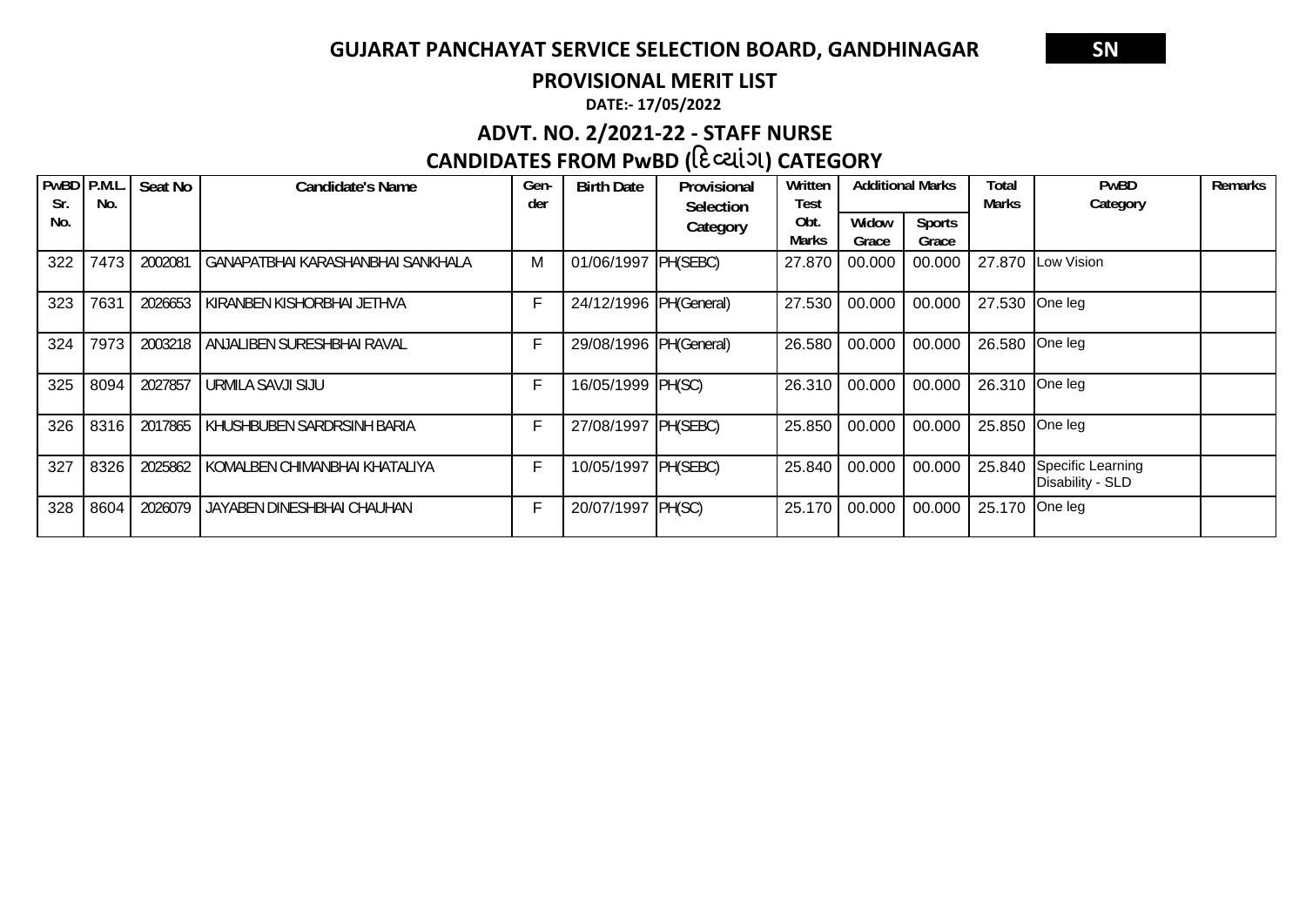**GUJARAT PANCHAYAT SERVICE SELECTION BOARD, GANDHINAGAR** **SN**

**PROVISIONAL MERIT LIST**

**DATE:- 17/05/2022**

## ADVT. NO. 2/2021-22 - STAFF NURSE

## CANDIDATES FROM PwBD (દિવ્યાંગ) CATEGORY

| PwBD Sr. No. | P.M.L. No. | Seat No | Candidate's Name | Gen-der | Birth Date | Provisional Selection Category | Written Test Obt. Marks | Additional Marks | | Total Marks | PwBD Category | Remarks |
|---|---|---|---|---|---|---|---|---|---|---|---|---|
| | | | | | | | | Widow Grace | Sports Grace | | | |
| 322 | 7473 | 2002081 | GANAPATBHAI KARASHANBHAI SANKHALA | M | 01/06/1997 | PH(SEBC) | 27.870 | 00.000 | 00.000 | 27.870 | Low Vision | |
| 323 | 7631 | 2026653 | KIRANBEN KISHORBHAI JETHVA | F | 24/12/1996 | PH(General) | 27.530 | 00.000 | 00.000 | 27.530 | One leg | |
| 324 | 7973 | 2003218 | ANJALIBEN SURESHBHAI RAVAL | F | 29/08/1996 | PH(General) | 26.580 | 00.000 | 00.000 | 26.580 | One leg | |
| 325 | 8094 | 2027857 | URMILA SAVJI SIJU | F | 16/05/1999 | PH(SC) | 26.310 | 00.000 | 00.000 | 26.310 | One leg | |
| 326 | 8316 | 2017865 | KHUSHBUBEN SARDRSINH BARIA | F | 27/08/1997 | PH(SEBC) | 25.850 | 00.000 | 00.000 | 25.850 | One leg | |
| 327 | 8326 | 2025862 | KOMALBEN CHIMANBHAI KHATALIYA | F | 10/05/1997 | PH(SEBC) | 25.840 | 00.000 | 00.000 | 25.840 | Specific Learning Disability - SLD | |
| 328 | 8604 | 2026079 | JAYABEN DINESHBHAI CHAUHAN | F | 20/07/1997 | PH(SC) | 25.170 | 00.000 | 00.000 | 25.170 | One leg | |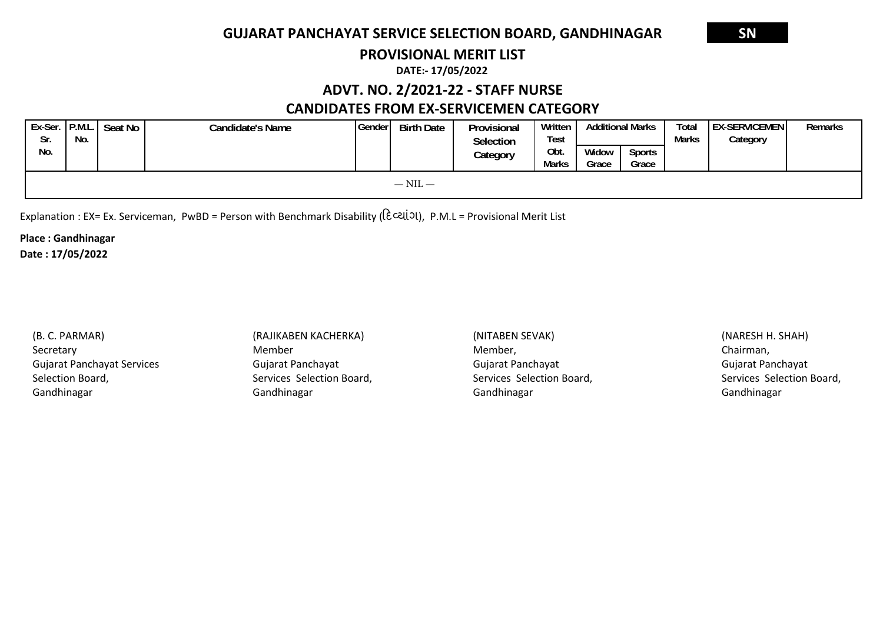# GUJARAT PANCHAYAT SERVICE SELECTION BOARD, GANDHINAGAR

**SN**

## PROVISIONAL MERIT LIST

**DATE:- 17/05/2022**

## ADVT. NO. 2/2021-22 - STAFF NURSE

## CANDIDATES FROM EX-SERVICEMEN CATEGORY

| Ex-Ser. Sr. No. | P.M.L. No. | Seat No | Candidate's Name | Gender | Birth Date | Provisional Selection Category | Written Test Obt. Marks | Additional Marks | | Total Marks | EX-SERVICEMEN Category | Remarks |
|---|---|---|---|---|---|---|---|---|---|---|---|---|
| | | | | | | | | Widow Grace | Sports Grace | | | |
| — NIL — | | | | | | | | | | | | |

Explanation : EX= Ex. Serviceman, PwBD = Person with Benchmark Disability (દિવ્યાંગ), P.M.L = Provisional Merit List

**Place : Gandhinagar**

**Date : 17/05/2022**

(B. C. PARMAR)
Secretary
Gujarat Panchayat Services
Selection Board,
Gandhinagar

(RAJIKABEN KACHERKA)
Member
Gujarat Panchayat
Services Selection Board,
Gandhinagar

(NITABEN SEVAK)
Member,
Gujarat Panchayat
Services Selection Board,
Gandhinagar

(NARESH H. SHAH)
Chairman,
Gujarat Panchayat
Services Selection Board,
Gandhinagar